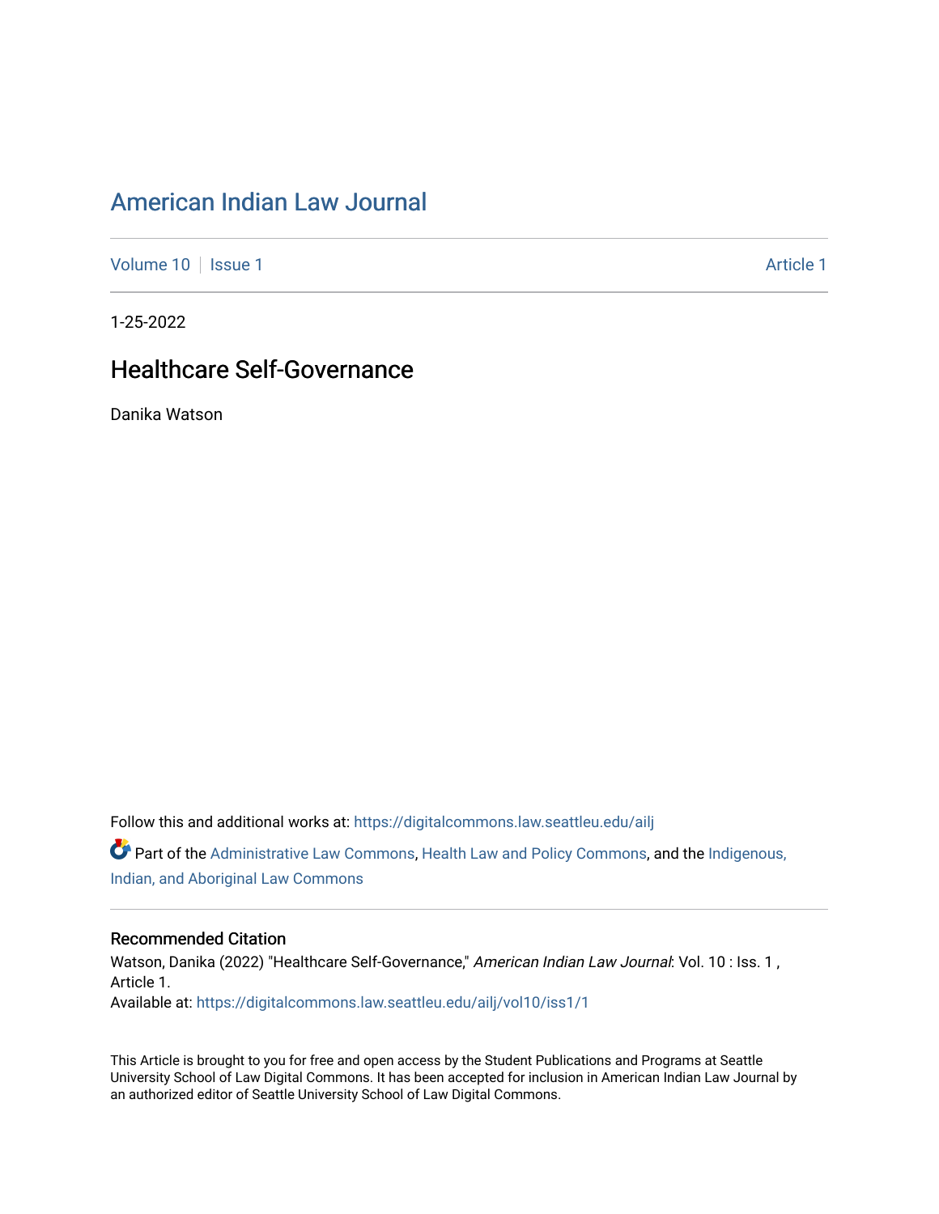# American Indian Law Journal

Volume 10 | Issue 1 | Article 1

1-25-2022

## Healthcare Self-Governance

Danika Watson

Follow this and additional works at: https://digitalcommons.law.seattleu.edu/ailj

Part of the Administrative Law Commons, Health Law and Policy Commons, and the Indigenous, Indian, and Aboriginal Law Commons

### Recommended Citation

Watson, Danika (2022) "Healthcare Self-Governance," *American Indian Law Journal*: Vol. 10 : Iss. 1 , Article 1.
Available at: https://digitalcommons.law.seattleu.edu/ailj/vol10/iss1/1

This Article is brought to you for free and open access by the Student Publications and Programs at Seattle University School of Law Digital Commons. It has been accepted for inclusion in American Indian Law Journal by an authorized editor of Seattle University School of Law Digital Commons.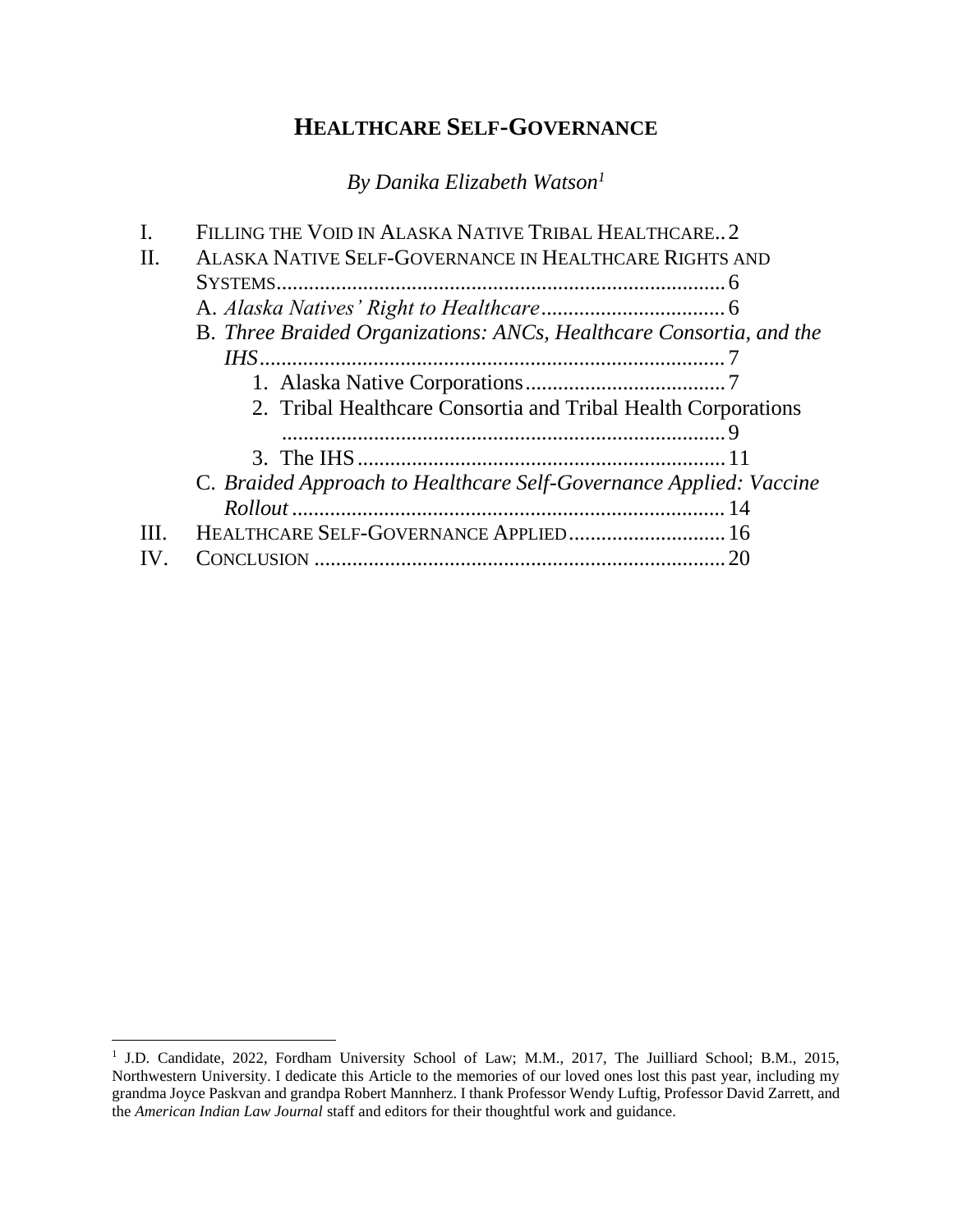# HEALTHCARE SELF-GOVERNANCE

*By Danika Elizabeth Watson*[1]

I. FILLING THE VOID IN ALASKA NATIVE TRIBAL HEALTHCARE .. 2
II. ALASKA NATIVE SELF-GOVERNANCE IN HEALTHCARE RIGHTS AND SYSTEMS .......... 6
  A. *Alaska Natives' Right to Healthcare* .......... 6
  B. *Three Braided Organizations: ANCs, Healthcare Consortia, and the IHS* .......... 7
    1. Alaska Native Corporations .......... 7
    2. Tribal Healthcare Consortia and Tribal Health Corporations .......... 9
    3. The IHS .......... 11
  C. *Braided Approach to Healthcare Self-Governance Applied: Vaccine Rollout* .......... 14
III. HEALTHCARE SELF-GOVERNANCE APPLIED .......... 16
IV. CONCLUSION .......... 20

---

[1] J.D. Candidate, 2022, Fordham University School of Law; M.M., 2017, The Juilliard School; B.M., 2015, Northwestern University. I dedicate this Article to the memories of our loved ones lost this past year, including my grandma Joyce Paskvan and grandpa Robert Mannherz. I thank Professor Wendy Luftig, Professor David Zarrett, and the *American Indian Law Journal* staff and editors for their thoughtful work and guidance.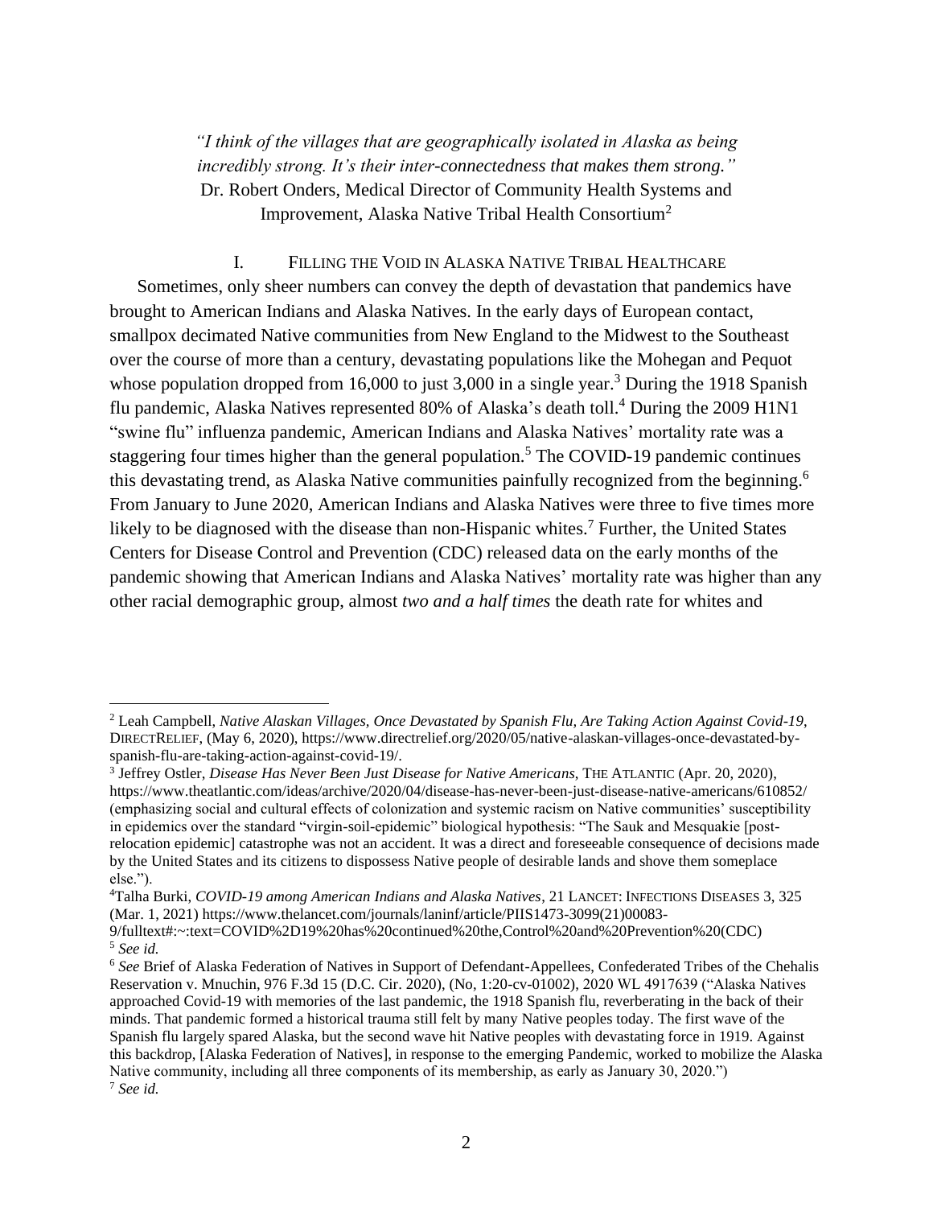*"I think of the villages that are geographically isolated in Alaska as being incredibly strong. It's their inter-connectedness that makes them strong."*
Dr. Robert Onders, Medical Director of Community Health Systems and Improvement, Alaska Native Tribal Health Consortium[2]

## I. FILLING THE VOID IN ALASKA NATIVE TRIBAL HEALTHCARE

Sometimes, only sheer numbers can convey the depth of devastation that pandemics have brought to American Indians and Alaska Natives. In the early days of European contact, smallpox decimated Native communities from New England to the Midwest to the Southeast over the course of more than a century, devastating populations like the Mohegan and Pequot whose population dropped from 16,000 to just 3,000 in a single year.[3] During the 1918 Spanish flu pandemic, Alaska Natives represented 80% of Alaska's death toll.[4] During the 2009 H1N1 "swine flu" influenza pandemic, American Indians and Alaska Natives' mortality rate was a staggering four times higher than the general population.[5] The COVID-19 pandemic continues this devastating trend, as Alaska Native communities painfully recognized from the beginning.[6] From January to June 2020, American Indians and Alaska Natives were three to five times more likely to be diagnosed with the disease than non-Hispanic whites.[7] Further, the United States Centers for Disease Control and Prevention (CDC) released data on the early months of the pandemic showing that American Indians and Alaska Natives' mortality rate was higher than any other racial demographic group, almost *two and a half times* the death rate for whites and

---

[2] Leah Campbell, *Native Alaskan Villages, Once Devastated by Spanish Flu, Are Taking Action Against Covid-19*, DIRECTRELIEF, (May 6, 2020), https://www.directrelief.org/2020/05/native-alaskan-villages-once-devastated-by-spanish-flu-are-taking-action-against-covid-19/.

[3] Jeffrey Ostler, *Disease Has Never Been Just Disease for Native Americans*, THE ATLANTIC (Apr. 20, 2020), https://www.theatlantic.com/ideas/archive/2020/04/disease-has-never-been-just-disease-native-americans/610852/ (emphasizing social and cultural effects of colonization and systemic racism on Native communities' susceptibility in epidemics over the standard "virgin-soil-epidemic" biological hypothesis: "The Sauk and Mesquakie [post-relocation epidemic] catastrophe was not an accident. It was a direct and foreseeable consequence of decisions made by the United States and its citizens to dispossess Native people of desirable lands and shove them someplace else.").

[4] Talha Burki, *COVID-19 among American Indians and Alaska Natives*, 21 LANCET: INFECTIONS DISEASES 3, 325 (Mar. 1, 2021) https://www.thelancet.com/journals/laninf/article/PIIS1473-3099(21)00083-9/fulltext#:~:text=COVID%2D19%20has%20continued%20the,Control%20and%20Prevention%20(CDC)

[5] *See id.*

[6] *See* Brief of Alaska Federation of Natives in Support of Defendant-Appellees, Confederated Tribes of the Chehalis Reservation v. Mnuchin, 976 F.3d 15 (D.C. Cir. 2020), (No, 1:20-cv-01002), 2020 WL 4917639 ("Alaska Natives approached Covid-19 with memories of the last pandemic, the 1918 Spanish flu, reverberating in the back of their minds. That pandemic formed a historical trauma still felt by many Native peoples today. The first wave of the Spanish flu largely spared Alaska, but the second wave hit Native peoples with devastating force in 1919. Against this backdrop, [Alaska Federation of Natives], in response to the emerging Pandemic, worked to mobilize the Alaska Native community, including all three components of its membership, as early as January 30, 2020.")

[7] *See id.*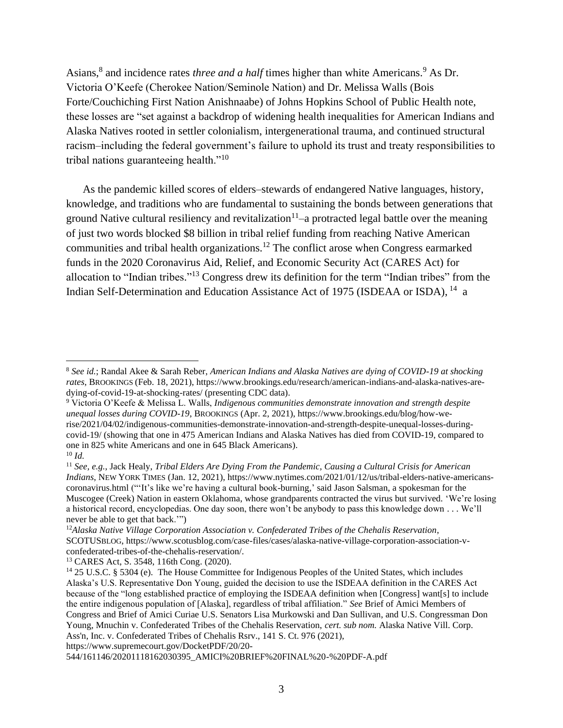Asians,[8] and incidence rates *three and a half* times higher than white Americans.[9] As Dr. Victoria O'Keefe (Cherokee Nation/Seminole Nation) and Dr. Melissa Walls (Bois Forte/Couchiching First Nation Anishnaabe) of Johns Hopkins School of Public Health note, these losses are "set against a backdrop of widening health inequalities for American Indians and Alaska Natives rooted in settler colonialism, intergenerational trauma, and continued structural racism–including the federal government's failure to uphold its trust and treaty responsibilities to tribal nations guaranteeing health."[10]

As the pandemic killed scores of elders–stewards of endangered Native languages, history, knowledge, and traditions who are fundamental to sustaining the bonds between generations that ground Native cultural resiliency and revitalization[11]–a protracted legal battle over the meaning of just two words blocked $8 billion in tribal relief funding from reaching Native American communities and tribal health organizations.[12] The conflict arose when Congress earmarked funds in the 2020 Coronavirus Aid, Relief, and Economic Security Act (CARES Act) for allocation to "Indian tribes."[13] Congress drew its definition for the term "Indian tribes" from the Indian Self-Determination and Education Assistance Act of 1975 (ISDEAA or ISDA), [14] a

---

[8] *See id.*; Randal Akee & Sarah Reber, *American Indians and Alaska Natives are dying of COVID-19 at shocking rates*, BROOKINGS (Feb. 18, 2021), https://www.brookings.edu/research/american-indians-and-alaska-natives-are-dying-of-covid-19-at-shocking-rates/ (presenting CDC data).

[9] Victoria O'Keefe & Melissa L. Walls, *Indigenous communities demonstrate innovation and strength despite unequal losses during COVID-19*, BROOKINGS (Apr. 2, 2021), https://www.brookings.edu/blog/how-we-rise/2021/04/02/indigenous-communities-demonstrate-innovation-and-strength-despite-unequal-losses-during-covid-19/ (showing that one in 475 American Indians and Alaska Natives has died from COVID-19, compared to one in 825 white Americans and one in 645 Black Americans).

[10] *Id.*

[11] *See, e.g.*, Jack Healy, *Tribal Elders Are Dying From the Pandemic, Causing a Cultural Crisis for American Indians*, NEW YORK TIMES (Jan. 12, 2021), https://www.nytimes.com/2021/01/12/us/tribal-elders-native-americans-coronavirus.html ("'It's like we're having a cultural book-burning,' said Jason Salsman, a spokesman for the Muscogee (Creek) Nation in eastern Oklahoma, whose grandparents contracted the virus but survived. 'We're losing a historical record, encyclopedias. One day soon, there won't be anybody to pass this knowledge down . . . We'll never be able to get that back.'")

[12] *Alaska Native Village Corporation Association v. Confederated Tribes of the Chehalis Reservation*, SCOTUSBLOG, https://www.scotusblog.com/case-files/cases/alaska-native-village-corporation-association-v-confederated-tribes-of-the-chehalis-reservation/.

[13] CARES Act, S. 3548, 116th Cong. (2020).

[14] 25 U.S.C. § 5304 (e). The House Committee for Indigenous Peoples of the United States, which includes Alaska's U.S. Representative Don Young, guided the decision to use the ISDEAA definition in the CARES Act because of the "long established practice of employing the ISDEAA definition when [Congress] want[s] to include the entire indigenous population of [Alaska], regardless of tribal affiliation." *See* Brief of Amici Members of Congress and Brief of Amici Curiae U.S. Senators Lisa Murkowski and Dan Sullivan, and U.S. Congressman Don Young, Mnuchin v. Confederated Tribes of the Chehalis Reservation, *cert. sub nom.* Alaska Native Vill. Corp. Ass'n, Inc. v. Confederated Tribes of Chehalis Rsrv., 141 S. Ct. 976 (2021), https://www.supremecourt.gov/DocketPDF/20/20-544/161146/20201118162030395_AMICI%20BRIEF%20FINAL%20-%20PDF-A.pdf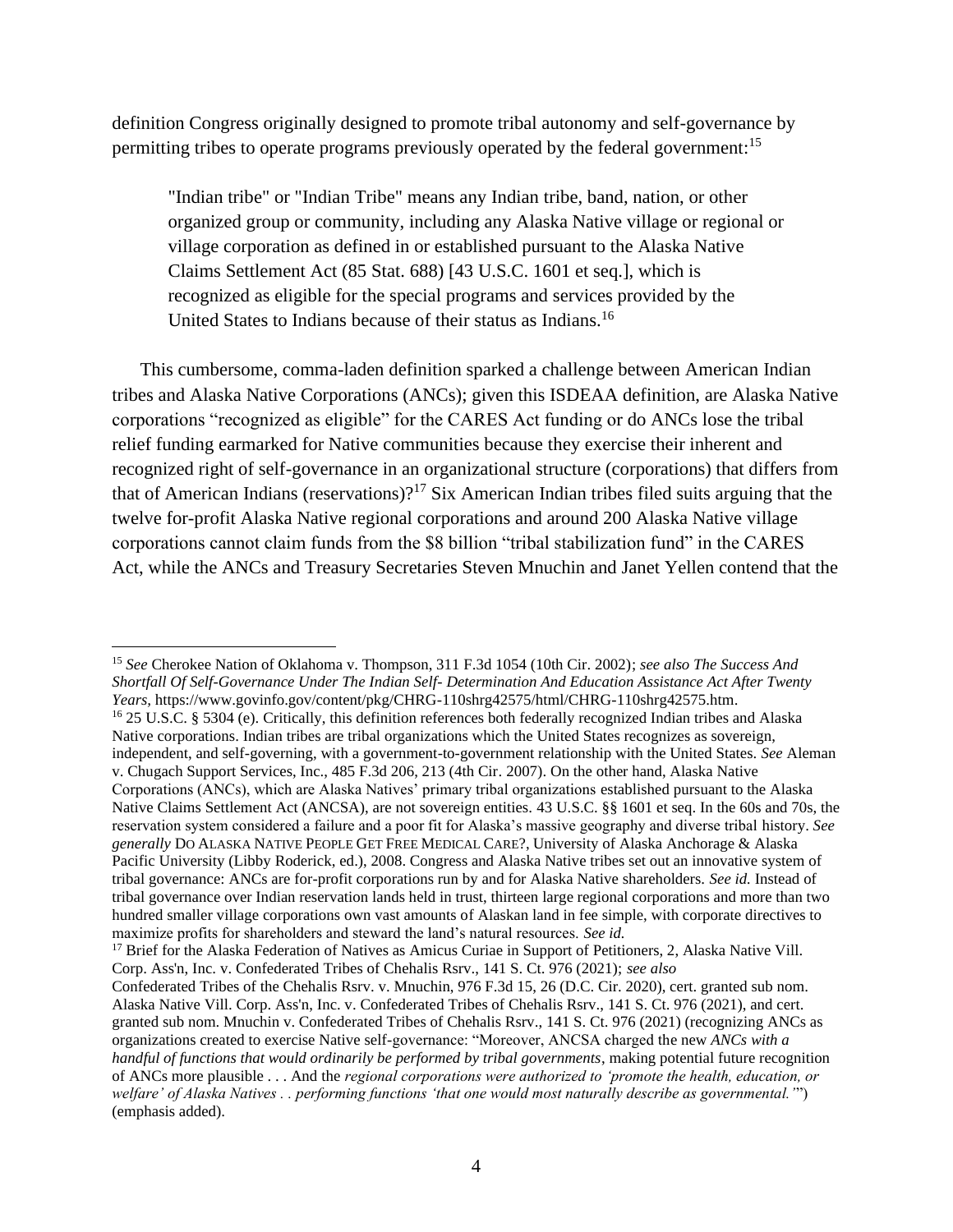definition Congress originally designed to promote tribal autonomy and self-governance by permitting tribes to operate programs previously operated by the federal government:[15]

> "Indian tribe" or "Indian Tribe" means any Indian tribe, band, nation, or other organized group or community, including any Alaska Native village or regional or village corporation as defined in or established pursuant to the Alaska Native Claims Settlement Act (85 Stat. 688) [43 U.S.C. 1601 et seq.], which is recognized as eligible for the special programs and services provided by the United States to Indians because of their status as Indians.[16]

This cumbersome, comma-laden definition sparked a challenge between American Indian tribes and Alaska Native Corporations (ANCs); given this ISDEAA definition, are Alaska Native corporations "recognized as eligible" for the CARES Act funding or do ANCs lose the tribal relief funding earmarked for Native communities because they exercise their inherent and recognized right of self-governance in an organizational structure (corporations) that differs from that of American Indians (reservations)?[17] Six American Indian tribes filed suits arguing that the twelve for-profit Alaska Native regional corporations and around 200 Alaska Native village corporations cannot claim funds from the $8 billion "tribal stabilization fund" in the CARES Act, while the ANCs and Treasury Secretaries Steven Mnuchin and Janet Yellen contend that the

---

[15] *See* Cherokee Nation of Oklahoma v. Thompson, 311 F.3d 1054 (10th Cir. 2002); *see also The Success And Shortfall Of Self-Governance Under The Indian Self- Determination And Education Assistance Act After Twenty Years*, https://www.govinfo.gov/content/pkg/CHRG-110shrg42575/html/CHRG-110shrg42575.htm.

[16] 25 U.S.C. § 5304 (e). Critically, this definition references both federally recognized Indian tribes and Alaska Native corporations. Indian tribes are tribal organizations which the United States recognizes as sovereign, independent, and self-governing, with a government-to-government relationship with the United States. *See* Aleman v. Chugach Support Services, Inc., 485 F.3d 206, 213 (4th Cir. 2007). On the other hand, Alaska Native Corporations (ANCs), which are Alaska Natives' primary tribal organizations established pursuant to the Alaska Native Claims Settlement Act (ANCSA), are not sovereign entities. 43 U.S.C. §§ 1601 et seq. In the 60s and 70s, the reservation system considered a failure and a poor fit for Alaska's massive geography and diverse tribal history. *See generally* DO ALASKA NATIVE PEOPLE GET FREE MEDICAL CARE?, University of Alaska Anchorage & Alaska Pacific University (Libby Roderick, ed.), 2008. Congress and Alaska Native tribes set out an innovative system of tribal governance: ANCs are for-profit corporations run by and for Alaska Native shareholders. *See id.* Instead of tribal governance over Indian reservation lands held in trust, thirteen large regional corporations and more than two hundred smaller village corporations own vast amounts of Alaskan land in fee simple, with corporate directives to maximize profits for shareholders and steward the land's natural resources. *See id.*

[17] Brief for the Alaska Federation of Natives as Amicus Curiae in Support of Petitioners, 2, Alaska Native Vill. Corp. Ass'n, Inc. v. Confederated Tribes of Chehalis Rsrv., 141 S. Ct. 976 (2021); *see also* Confederated Tribes of the Chehalis Rsrv. v. Mnuchin, 976 F.3d 15, 26 (D.C. Cir. 2020), cert. granted sub nom. Alaska Native Vill. Corp. Ass'n, Inc. v. Confederated Tribes of Chehalis Rsrv., 141 S. Ct. 976 (2021), and cert. granted sub nom. Mnuchin v. Confederated Tribes of Chehalis Rsrv., 141 S. Ct. 976 (2021) (recognizing ANCs as organizations created to exercise Native self-governance: "Moreover, ANCSA charged the new *ANCs with a handful of functions that would ordinarily be performed by tribal governments*, making potential future recognition of ANCs more plausible . . . And the *regional corporations were authorized to 'promote the health, education, or welfare' of Alaska Natives . . performing functions 'that one would most naturally describe as governmental.'*") (emphasis added).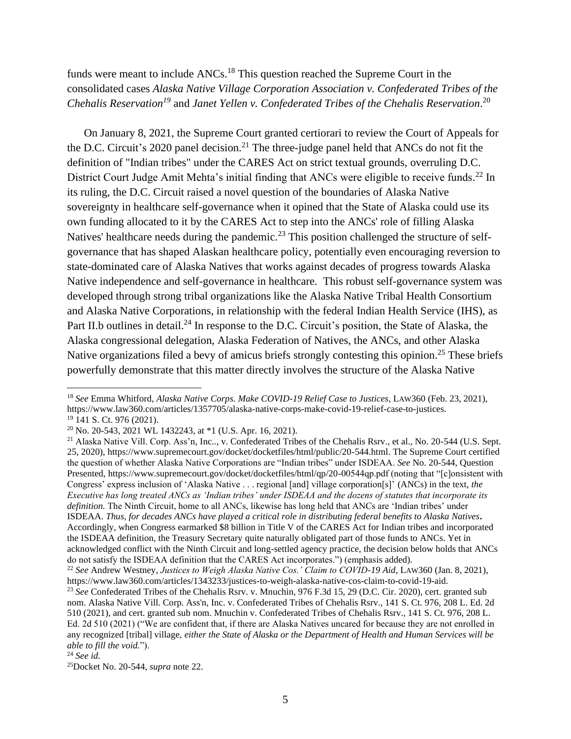funds were meant to include ANCs.[18] This question reached the Supreme Court in the consolidated cases *Alaska Native Village Corporation Association v. Confederated Tribes of the Chehalis Reservation*[19] and *Janet Yellen v. Confederated Tribes of the Chehalis Reservation*.[20]

On January 8, 2021, the Supreme Court granted certiorari to review the Court of Appeals for the D.C. Circuit's 2020 panel decision.[21] The three-judge panel held that ANCs do not fit the definition of "Indian tribes" under the CARES Act on strict textual grounds, overruling D.C. District Court Judge Amit Mehta's initial finding that ANCs were eligible to receive funds.[22] In its ruling, the D.C. Circuit raised a novel question of the boundaries of Alaska Native sovereignty in healthcare self-governance when it opined that the State of Alaska could use its own funding allocated to it by the CARES Act to step into the ANCs' role of filling Alaska Natives' healthcare needs during the pandemic.[23] This position challenged the structure of self-governance that has shaped Alaskan healthcare policy, potentially even encouraging reversion to state-dominated care of Alaska Natives that works against decades of progress towards Alaska Native independence and self-governance in healthcare. This robust self-governance system was developed through strong tribal organizations like the Alaska Native Tribal Health Consortium and Alaska Native Corporations, in relationship with the federal Indian Health Service (IHS), as Part II.b outlines in detail.[24] In response to the D.C. Circuit's position, the State of Alaska, the Alaska congressional delegation, Alaska Federation of Natives, the ANCs, and other Alaska Native organizations filed a bevy of amicus briefs strongly contesting this opinion.[25] These briefs powerfully demonstrate that this matter directly involves the structure of the Alaska Native

---

[18] *See* Emma Whitford, *Alaska Native Corps. Make COVID-19 Relief Case to Justices*, LAW360 (Feb. 23, 2021), https://www.law360.com/articles/1357705/alaska-native-corps-make-covid-19-relief-case-to-justices.

[19] 141 S. Ct. 976 (2021).

[20] No. 20-543, 2021 WL 1432243, at *1 (U.S. Apr. 16, 2021).

[21] Alaska Native Vill. Corp. Ass'n, Inc.., v. Confederated Tribes of the Chehalis Rsrv., et al., No. 20-544 (U.S. Sept. 25, 2020), https://www.supremecourt.gov/docket/docketfiles/html/public/20-544.html. The Supreme Court certified the question of whether Alaska Native Corporations are "Indian tribes" under ISDEAA. *See* No. 20-544, Question Presented, https://www.supremecourt.gov/docket/docketfiles/html/qp/20-00544qp.pdf (noting that "[c]onsistent with Congress' express inclusion of 'Alaska Native . . . regional [and] village corporation[s]' (ANCs) in the text, *the Executive has long treated ANCs as 'Indian tribes' under ISDEAA and the dozens of statutes that incorporate its definition.* The Ninth Circuit, home to all ANCs, likewise has long held that ANCs are 'Indian tribes' under ISDEAA. *Thus, for decades ANCs have played a critical role in distributing federal benefits to Alaska Natives***.** Accordingly, when Congress earmarked $8 billion in Title V of the CARES Act for Indian tribes and incorporated the ISDEAA definition, the Treasury Secretary quite naturally obligated part of those funds to ANCs. Yet in acknowledged conflict with the Ninth Circuit and long-settled agency practice, the decision below holds that ANCs do not satisfy the ISDEAA definition that the CARES Act incorporates.") (emphasis added).

[22] *See* Andrew Westney, *Justices to Weigh Alaska Native Cos.' Claim to COVID-19 Aid*, LAW360 (Jan. 8, 2021), https://www.law360.com/articles/1343233/justices-to-weigh-alaska-native-cos-claim-to-covid-19-aid.

[23] *See* Confederated Tribes of the Chehalis Rsrv. v. Mnuchin, 976 F.3d 15, 29 (D.C. Cir. 2020), cert. granted sub nom. Alaska Native Vill. Corp. Ass'n, Inc. v. Confederated Tribes of Chehalis Rsrv., 141 S. Ct. 976, 208 L. Ed. 2d 510 (2021), and cert. granted sub nom. Mnuchin v. Confederated Tribes of Chehalis Rsrv., 141 S. Ct. 976, 208 L. Ed. 2d 510 (2021) ("We are confident that, if there are Alaska Natives uncared for because they are not enrolled in any recognized [tribal] village, *either the State of Alaska or the Department of Health and Human Services will be able to fill the void.*").

[24] *See id.*

[25] Docket No. 20-544, *supra* note 22.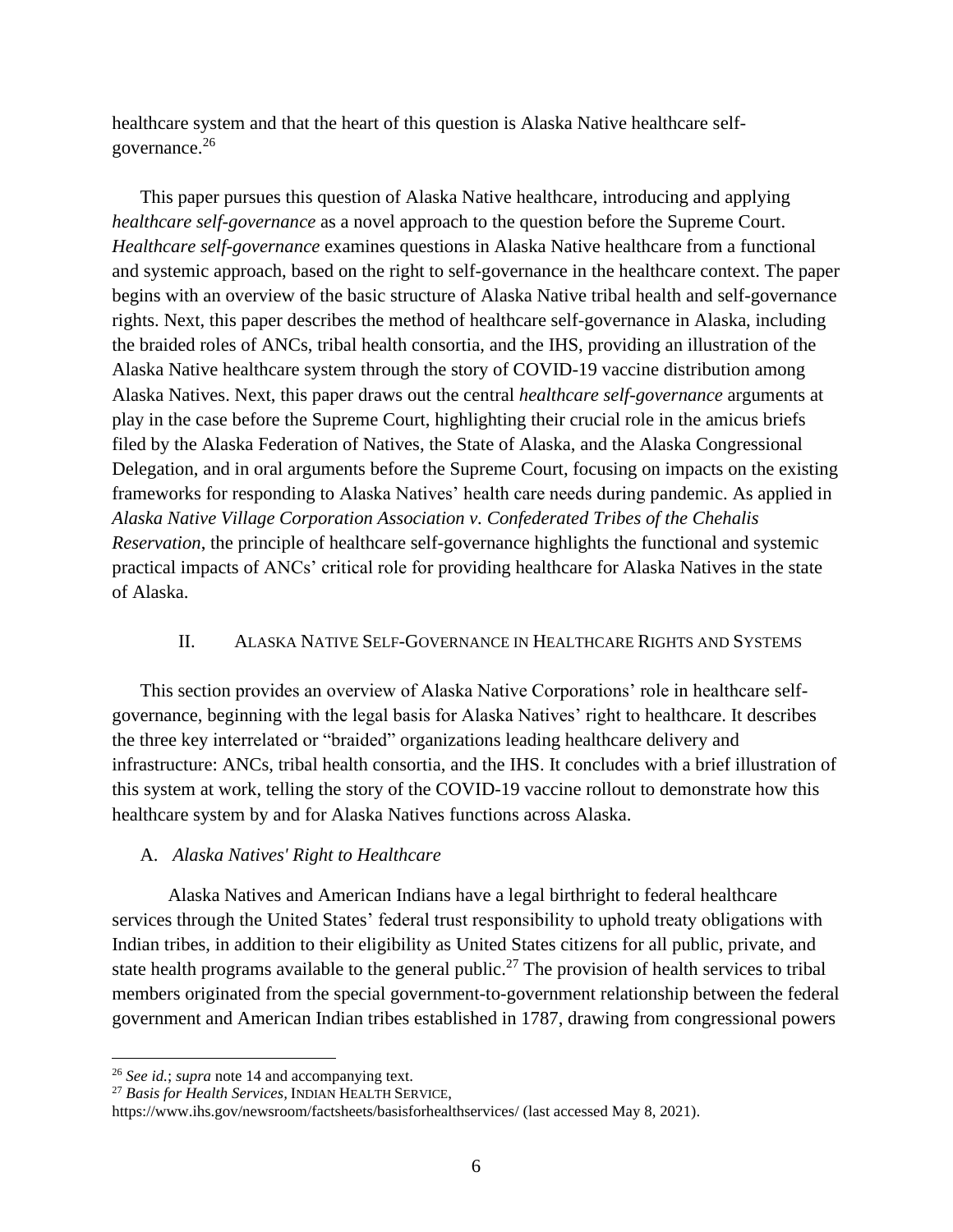healthcare system and that the heart of this question is Alaska Native healthcare self-governance.[26]

This paper pursues this question of Alaska Native healthcare, introducing and applying *healthcare self-governance* as a novel approach to the question before the Supreme Court. *Healthcare self-governance* examines questions in Alaska Native healthcare from a functional and systemic approach, based on the right to self-governance in the healthcare context. The paper begins with an overview of the basic structure of Alaska Native tribal health and self-governance rights. Next, this paper describes the method of healthcare self-governance in Alaska, including the braided roles of ANCs, tribal health consortia, and the IHS, providing an illustration of the Alaska Native healthcare system through the story of COVID-19 vaccine distribution among Alaska Natives. Next, this paper draws out the central *healthcare self-governance* arguments at play in the case before the Supreme Court, highlighting their crucial role in the amicus briefs filed by the Alaska Federation of Natives, the State of Alaska, and the Alaska Congressional Delegation, and in oral arguments before the Supreme Court, focusing on impacts on the existing frameworks for responding to Alaska Natives' health care needs during pandemic. As applied in *Alaska Native Village Corporation Association v. Confederated Tribes of the Chehalis Reservation*, the principle of healthcare self-governance highlights the functional and systemic practical impacts of ANCs' critical role for providing healthcare for Alaska Natives in the state of Alaska.

## II. ALASKA NATIVE SELF-GOVERNANCE IN HEALTHCARE RIGHTS AND SYSTEMS

This section provides an overview of Alaska Native Corporations' role in healthcare self-governance, beginning with the legal basis for Alaska Natives' right to healthcare. It describes the three key interrelated or "braided" organizations leading healthcare delivery and infrastructure: ANCs, tribal health consortia, and the IHS. It concludes with a brief illustration of this system at work, telling the story of the COVID-19 vaccine rollout to demonstrate how this healthcare system by and for Alaska Natives functions across Alaska.

### A. *Alaska Natives' Right to Healthcare*

Alaska Natives and American Indians have a legal birthright to federal healthcare services through the United States' federal trust responsibility to uphold treaty obligations with Indian tribes, in addition to their eligibility as United States citizens for all public, private, and state health programs available to the general public.[27] The provision of health services to tribal members originated from the special government-to-government relationship between the federal government and American Indian tribes established in 1787, drawing from congressional powers

---

[26] *See id.*; *supra* note 14 and accompanying text.

[27] *Basis for Health Services*, INDIAN HEALTH SERVICE, https://www.ihs.gov/newsroom/factsheets/basisforhealthservices/ (last accessed May 8, 2021).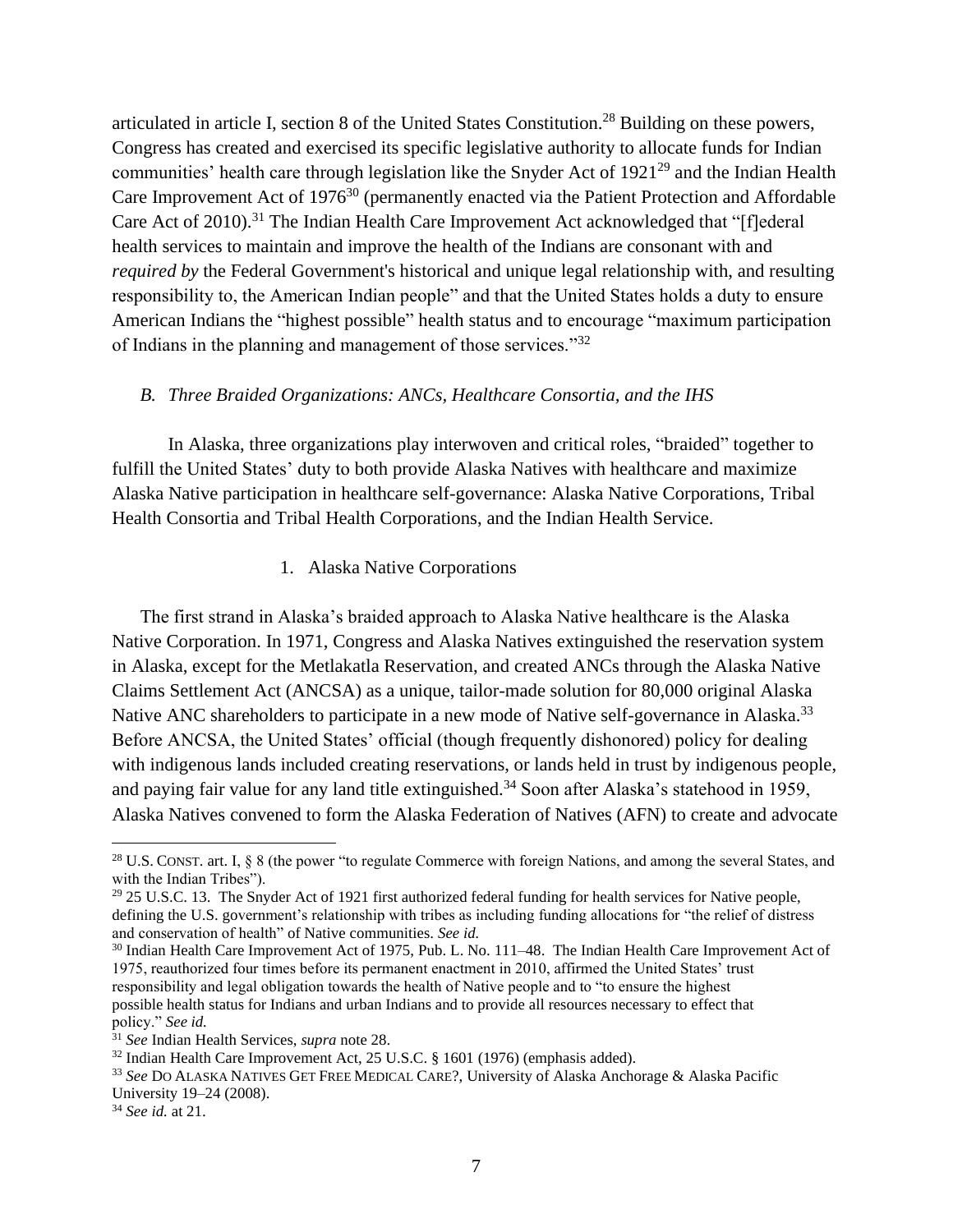articulated in article I, section 8 of the United States Constitution.[28] Building on these powers, Congress has created and exercised its specific legislative authority to allocate funds for Indian communities' health care through legislation like the Snyder Act of 1921[29] and the Indian Health Care Improvement Act of 1976[30] (permanently enacted via the Patient Protection and Affordable Care Act of 2010).[31] The Indian Health Care Improvement Act acknowledged that "[f]ederal health services to maintain and improve the health of the Indians are consonant with and *required by* the Federal Government's historical and unique legal relationship with, and resulting responsibility to, the American Indian people" and that the United States holds a duty to ensure American Indians the "highest possible" health status and to encourage "maximum participation of Indians in the planning and management of those services."[32]

### *B. Three Braided Organizations: ANCs, Healthcare Consortia, and the IHS*

In Alaska, three organizations play interwoven and critical roles, "braided" together to fulfill the United States' duty to both provide Alaska Natives with healthcare and maximize Alaska Native participation in healthcare self-governance: Alaska Native Corporations, Tribal Health Consortia and Tribal Health Corporations, and the Indian Health Service.

#### 1. Alaska Native Corporations

The first strand in Alaska's braided approach to Alaska Native healthcare is the Alaska Native Corporation. In 1971, Congress and Alaska Natives extinguished the reservation system in Alaska, except for the Metlakatla Reservation, and created ANCs through the Alaska Native Claims Settlement Act (ANCSA) as a unique, tailor-made solution for 80,000 original Alaska Native ANC shareholders to participate in a new mode of Native self-governance in Alaska.[33] Before ANCSA, the United States' official (though frequently dishonored) policy for dealing with indigenous lands included creating reservations, or lands held in trust by indigenous people, and paying fair value for any land title extinguished.[34] Soon after Alaska's statehood in 1959, Alaska Natives convened to form the Alaska Federation of Natives (AFN) to create and advocate

---

[28] U.S. CONST. art. I, § 8 (the power "to regulate Commerce with foreign Nations, and among the several States, and with the Indian Tribes").

[29] 25 U.S.C. 13. The Snyder Act of 1921 first authorized federal funding for health services for Native people, defining the U.S. government's relationship with tribes as including funding allocations for "the relief of distress and conservation of health" of Native communities. *See id.*

[30] Indian Health Care Improvement Act of 1975, Pub. L. No. 111–48. The Indian Health Care Improvement Act of 1975, reauthorized four times before its permanent enactment in 2010, affirmed the United States' trust responsibility and legal obligation towards the health of Native people and to "to ensure the highest possible health status for Indians and urban Indians and to provide all resources necessary to effect that policy." *See id.*

[31] *See* Indian Health Services, *supra* note 28.

[32] Indian Health Care Improvement Act, 25 U.S.C. § 1601 (1976) (emphasis added).

[33] *See* DO ALASKA NATIVES GET FREE MEDICAL CARE?, University of Alaska Anchorage & Alaska Pacific University 19–24 (2008).

[34] *See id.* at 21.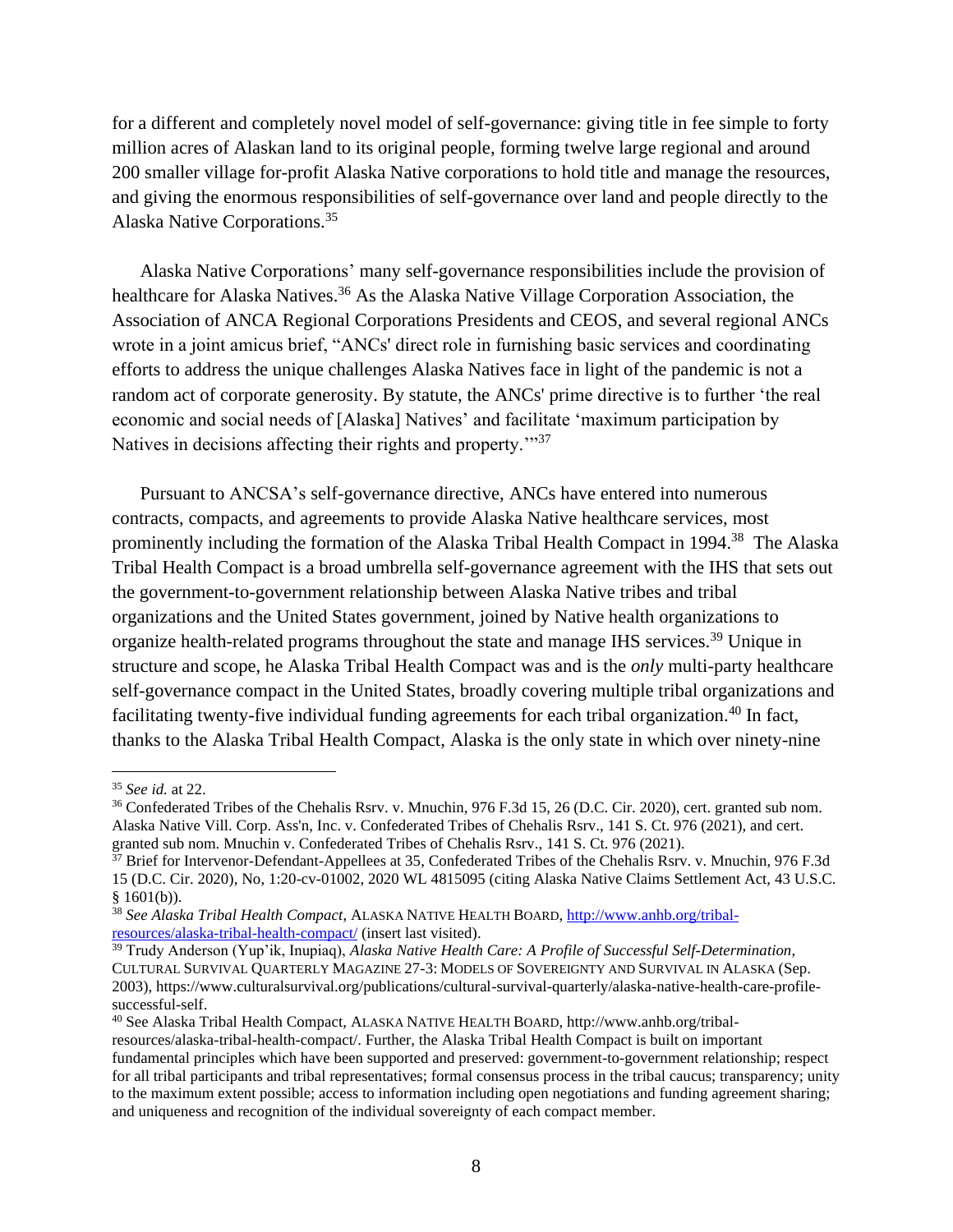for a different and completely novel model of self-governance: giving title in fee simple to forty million acres of Alaskan land to its original people, forming twelve large regional and around 200 smaller village for-profit Alaska Native corporations to hold title and manage the resources, and giving the enormous responsibilities of self-governance over land and people directly to the Alaska Native Corporations.[35]

Alaska Native Corporations' many self-governance responsibilities include the provision of healthcare for Alaska Natives.[36] As the Alaska Native Village Corporation Association, the Association of ANCA Regional Corporations Presidents and CEOS, and several regional ANCs wrote in a joint amicus brief, "ANCs' direct role in furnishing basic services and coordinating efforts to address the unique challenges Alaska Natives face in light of the pandemic is not a random act of corporate generosity. By statute, the ANCs' prime directive is to further 'the real economic and social needs of [Alaska] Natives' and facilitate 'maximum participation by Natives in decisions affecting their rights and property.'"[37]

Pursuant to ANCSA's self-governance directive, ANCs have entered into numerous contracts, compacts, and agreements to provide Alaska Native healthcare services, most prominently including the formation of the Alaska Tribal Health Compact in 1994.[38] The Alaska Tribal Health Compact is a broad umbrella self-governance agreement with the IHS that sets out the government-to-government relationship between Alaska Native tribes and tribal organizations and the United States government, joined by Native health organizations to organize health-related programs throughout the state and manage IHS services.[39] Unique in structure and scope, he Alaska Tribal Health Compact was and is the *only* multi-party healthcare self-governance compact in the United States, broadly covering multiple tribal organizations and facilitating twenty-five individual funding agreements for each tribal organization.[40] In fact, thanks to the Alaska Tribal Health Compact, Alaska is the only state in which over ninety-nine

---

[35] *See id.* at 22.

[36] Confederated Tribes of the Chehalis Rsrv. v. Mnuchin, 976 F.3d 15, 26 (D.C. Cir. 2020), cert. granted sub nom. Alaska Native Vill. Corp. Ass'n, Inc. v. Confederated Tribes of Chehalis Rsrv., 141 S. Ct. 976 (2021), and cert. granted sub nom. Mnuchin v. Confederated Tribes of Chehalis Rsrv., 141 S. Ct. 976 (2021).

[37] Brief for Intervenor-Defendant-Appellees at 35, Confederated Tribes of the Chehalis Rsrv. v. Mnuchin, 976 F.3d 15 (D.C. Cir. 2020), No, 1:20-cv-01002, 2020 WL 4815095 (citing Alaska Native Claims Settlement Act, 43 U.S.C. § 1601(b)).

[38] *See Alaska Tribal Health Compact*, ALASKA NATIVE HEALTH BOARD, http://www.anhb.org/tribal-resources/alaska-tribal-health-compact/ (insert last visited).

[39] Trudy Anderson (Yup'ik, Inupiaq), *Alaska Native Health Care: A Profile of Successful Self-Determination*, CULTURAL SURVIVAL QUARTERLY MAGAZINE 27-3: MODELS OF SOVEREIGNTY AND SURVIVAL IN ALASKA (Sep. 2003), https://www.culturalsurvival.org/publications/cultural-survival-quarterly/alaska-native-health-care-profile-successful-self.

[40] See Alaska Tribal Health Compact, ALASKA NATIVE HEALTH BOARD, http://www.anhb.org/tribal-resources/alaska-tribal-health-compact/. Further, the Alaska Tribal Health Compact is built on important fundamental principles which have been supported and preserved: government-to-government relationship; respect for all tribal participants and tribal representatives; formal consensus process in the tribal caucus; transparency; unity to the maximum extent possible; access to information including open negotiations and funding agreement sharing; and uniqueness and recognition of the individual sovereignty of each compact member.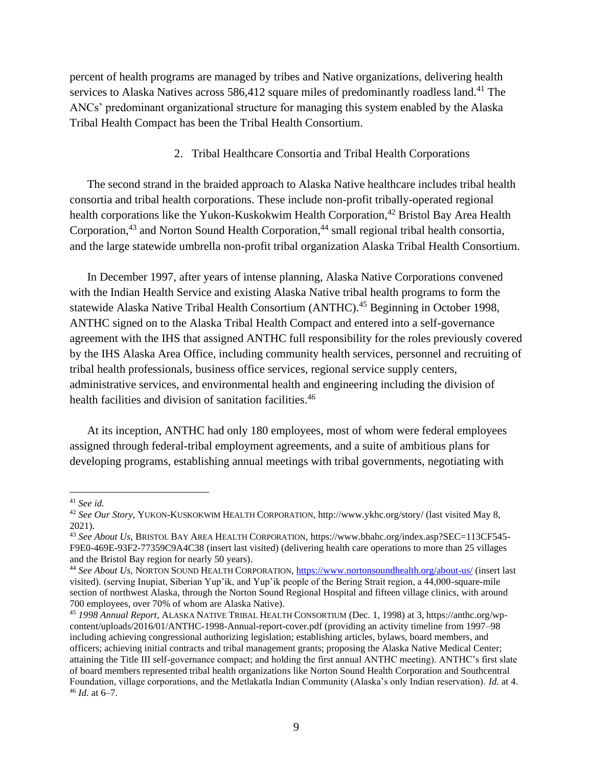percent of health programs are managed by tribes and Native organizations, delivering health services to Alaska Natives across 586,412 square miles of predominantly roadless land.[41] The ANCs' predominant organizational structure for managing this system enabled by the Alaska Tribal Health Compact has been the Tribal Health Consortium.

### 2. Tribal Healthcare Consortia and Tribal Health Corporations

The second strand in the braided approach to Alaska Native healthcare includes tribal health consortia and tribal health corporations. These include non-profit tribally-operated regional health corporations like the Yukon-Kuskokwim Health Corporation,[42] Bristol Bay Area Health Corporation,[43] and Norton Sound Health Corporation,[44] small regional tribal health consortia, and the large statewide umbrella non-profit tribal organization Alaska Tribal Health Consortium.

In December 1997, after years of intense planning, Alaska Native Corporations convened with the Indian Health Service and existing Alaska Native tribal health programs to form the statewide Alaska Native Tribal Health Consortium (ANTHC).[45] Beginning in October 1998, ANTHC signed on to the Alaska Tribal Health Compact and entered into a self-governance agreement with the IHS that assigned ANTHC full responsibility for the roles previously covered by the IHS Alaska Area Office, including community health services, personnel and recruiting of tribal health professionals, business office services, regional service supply centers, administrative services, and environmental health and engineering including the division of health facilities and division of sanitation facilities.[46]

At its inception, ANTHC had only 180 employees, most of whom were federal employees assigned through federal-tribal employment agreements, and a suite of ambitious plans for developing programs, establishing annual meetings with tribal governments, negotiating with

---

[41] *See id.*

[42] *See Our Story,* YUKON-KUSKOKWIM HEALTH CORPORATION, http://www.ykhc.org/story/ (last visited May 8, 2021).

[43] *See About Us*, BRISTOL BAY AREA HEALTH CORPORATION, https://www.bbahc.org/index.asp?SEC=113CF545-F9E0-469E-93F2-77359C9A4C38 (insert last visited) (delivering health care operations to more than 25 villages and the Bristol Bay region for nearly 50 years).

[44] *See About Us*, NORTON SOUND HEALTH CORPORATION, https://www.nortonsoundhealth.org/about-us/ (insert last visited). (serving Inupiat, Siberian Yup'ik, and Yup'ik people of the Bering Strait region, a 44,000-square-mile section of northwest Alaska, through the Norton Sound Regional Hospital and fifteen village clinics, with around 700 employees, over 70% of whom are Alaska Native).

[45] *1998 Annual Report*, ALASKA NATIVE TRIBAL HEALTH CONSORTIUM (Dec. 1, 1998) at 3, https://anthc.org/wp-content/uploads/2016/01/ANTHC-1998-Annual-report-cover.pdf (providing an activity timeline from 1997–98 including achieving congressional authorizing legislation; establishing articles, bylaws, board members, and officers; achieving initial contracts and tribal management grants; proposing the Alaska Native Medical Center; attaining the Title III self-governance compact; and holding the first annual ANTHC meeting). ANTHC's first slate of board members represented tribal health organizations like Norton Sound Health Corporation and Southcentral Foundation, village corporations, and the Metlakatla Indian Community (Alaska's only Indian reservation). *Id.* at 4.

[46] *Id.* at 6–7.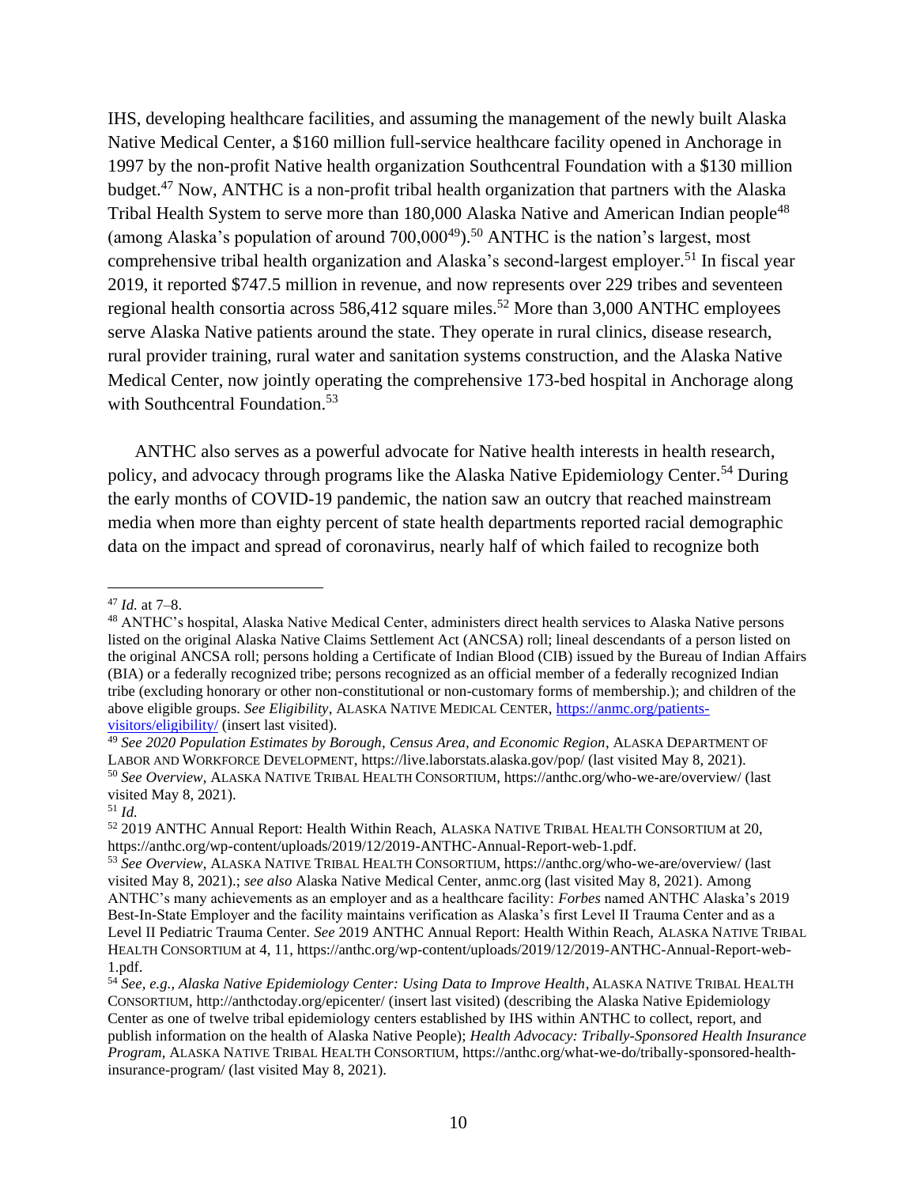IHS, developing healthcare facilities, and assuming the management of the newly built Alaska Native Medical Center, a $160 million full-service healthcare facility opened in Anchorage in 1997 by the non-profit Native health organization Southcentral Foundation with a $130 million budget.[47] Now, ANTHC is a non-profit tribal health organization that partners with the Alaska Tribal Health System to serve more than 180,000 Alaska Native and American Indian people[48] (among Alaska's population of around 700,000[49]).[50] ANTHC is the nation's largest, most comprehensive tribal health organization and Alaska's second-largest employer.[51] In fiscal year 2019, it reported $747.5 million in revenue, and now represents over 229 tribes and seventeen regional health consortia across 586,412 square miles.[52] More than 3,000 ANTHC employees serve Alaska Native patients around the state. They operate in rural clinics, disease research, rural provider training, rural water and sanitation systems construction, and the Alaska Native Medical Center, now jointly operating the comprehensive 173-bed hospital in Anchorage along with Southcentral Foundation.[53]

ANTHC also serves as a powerful advocate for Native health interests in health research, policy, and advocacy through programs like the Alaska Native Epidemiology Center.[54] During the early months of COVID-19 pandemic, the nation saw an outcry that reached mainstream media when more than eighty percent of state health departments reported racial demographic data on the impact and spread of coronavirus, nearly half of which failed to recognize both

---

[47] *Id.* at 7–8.

[48] ANTHC's hospital, Alaska Native Medical Center, administers direct health services to Alaska Native persons listed on the original Alaska Native Claims Settlement Act (ANCSA) roll; lineal descendants of a person listed on the original ANCSA roll; persons holding a Certificate of Indian Blood (CIB) issued by the Bureau of Indian Affairs (BIA) or a federally recognized tribe; persons recognized as an official member of a federally recognized Indian tribe (excluding honorary or other non-constitutional or non-customary forms of membership.); and children of the above eligible groups. *See Eligibility*, ALASKA NATIVE MEDICAL CENTER, https://anmc.org/patients-visitors/eligibility/ (insert last visited).

[49] *See 2020 Population Estimates by Borough, Census Area, and Economic Region*, ALASKA DEPARTMENT OF LABOR AND WORKFORCE DEVELOPMENT, https://live.laborstats.alaska.gov/pop/ (last visited May 8, 2021).

[50] *See Overview*, ALASKA NATIVE TRIBAL HEALTH CONSORTIUM, https://anthc.org/who-we-are/overview/ (last visited May 8, 2021).

[51] *Id.*

[52] 2019 ANTHC Annual Report: Health Within Reach, ALASKA NATIVE TRIBAL HEALTH CONSORTIUM at 20, https://anthc.org/wp-content/uploads/2019/12/2019-ANTHC-Annual-Report-web-1.pdf.

[53] *See Overview*, ALASKA NATIVE TRIBAL HEALTH CONSORTIUM, https://anthc.org/who-we-are/overview/ (last visited May 8, 2021).; *see also* Alaska Native Medical Center, anmc.org (last visited May 8, 2021). Among ANTHC's many achievements as an employer and as a healthcare facility: *Forbes* named ANTHC Alaska's 2019 Best-In-State Employer and the facility maintains verification as Alaska's first Level II Trauma Center and as a Level II Pediatric Trauma Center. *See* 2019 ANTHC Annual Report: Health Within Reach, ALASKA NATIVE TRIBAL HEALTH CONSORTIUM at 4, 11, https://anthc.org/wp-content/uploads/2019/12/2019-ANTHC-Annual-Report-web-1.pdf.

[54] *See, e.g.*, *Alaska Native Epidemiology Center: Using Data to Improve Health*, ALASKA NATIVE TRIBAL HEALTH CONSORTIUM, http://anthctoday.org/epicenter/ (insert last visited) (describing the Alaska Native Epidemiology Center as one of twelve tribal epidemiology centers established by IHS within ANTHC to collect, report, and publish information on the health of Alaska Native People); *Health Advocacy: Tribally-Sponsored Health Insurance Program*, ALASKA NATIVE TRIBAL HEALTH CONSORTIUM, https://anthc.org/what-we-do/tribally-sponsored-health-insurance-program/ (last visited May 8, 2021).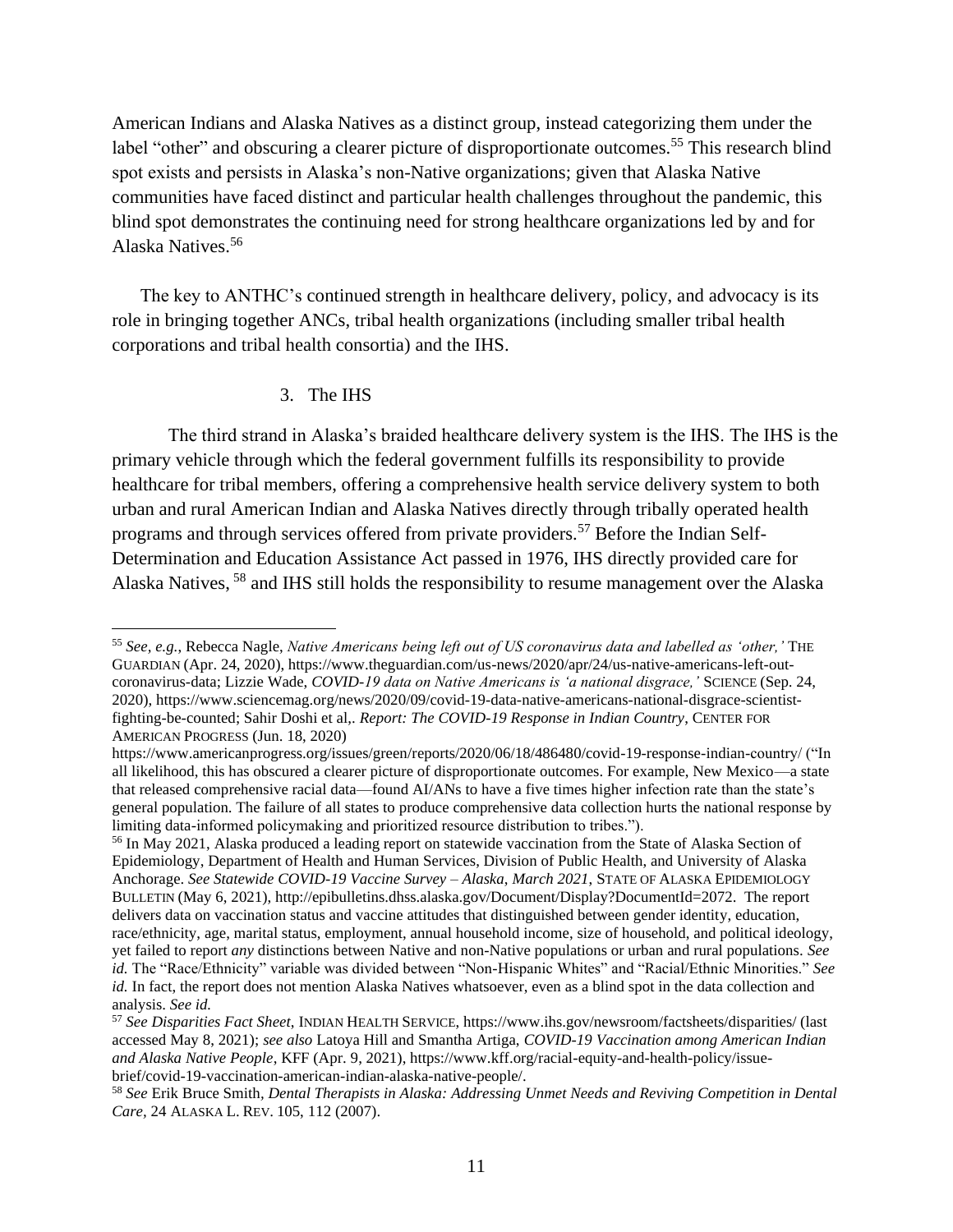American Indians and Alaska Natives as a distinct group, instead categorizing them under the label "other" and obscuring a clearer picture of disproportionate outcomes.[55] This research blind spot exists and persists in Alaska's non-Native organizations; given that Alaska Native communities have faced distinct and particular health challenges throughout the pandemic, this blind spot demonstrates the continuing need for strong healthcare organizations led by and for Alaska Natives.[56]

The key to ANTHC's continued strength in healthcare delivery, policy, and advocacy is its role in bringing together ANCs, tribal health organizations (including smaller tribal health corporations and tribal health consortia) and the IHS.

### 3. The IHS

The third strand in Alaska's braided healthcare delivery system is the IHS. The IHS is the primary vehicle through which the federal government fulfills its responsibility to provide healthcare for tribal members, offering a comprehensive health service delivery system to both urban and rural American Indian and Alaska Natives directly through tribally operated health programs and through services offered from private providers.[57] Before the Indian Self-Determination and Education Assistance Act passed in 1976, IHS directly provided care for Alaska Natives, [58] and IHS still holds the responsibility to resume management over the Alaska

---

[55] *See, e.g.*, Rebecca Nagle, *Native Americans being left out of US coronavirus data and labelled as 'other,'* THE GUARDIAN (Apr. 24, 2020), https://www.theguardian.com/us-news/2020/apr/24/us-native-americans-left-out-coronavirus-data; Lizzie Wade, *COVID-19 data on Native Americans is 'a national disgrace,'* SCIENCE (Sep. 24, 2020), https://www.sciencemag.org/news/2020/09/covid-19-data-native-americans-national-disgrace-scientist-fighting-be-counted; Sahir Doshi et al,. *Report: The COVID-19 Response in Indian Country*, CENTER FOR AMERICAN PROGRESS (Jun. 18, 2020) https://www.americanprogress.org/issues/green/reports/2020/06/18/486480/covid-19-response-indian-country/ ("In all likelihood, this has obscured a clearer picture of disproportionate outcomes. For example, New Mexico—a state that released comprehensive racial data—found AI/ANs to have a five times higher infection rate than the state's general population. The failure of all states to produce comprehensive data collection hurts the national response by limiting data-informed policymaking and prioritized resource distribution to tribes.").

[56] In May 2021, Alaska produced a leading report on statewide vaccination from the State of Alaska Section of Epidemiology, Department of Health and Human Services, Division of Public Health, and University of Alaska Anchorage. *See Statewide COVID-19 Vaccine Survey – Alaska, March 2021*, STATE OF ALASKA EPIDEMIOLOGY BULLETIN (May 6, 2021), http://epibulletins.dhss.alaska.gov/Document/Display?DocumentId=2072. The report delivers data on vaccination status and vaccine attitudes that distinguished between gender identity, education, race/ethnicity, age, marital status, employment, annual household income, size of household, and political ideology, yet failed to report *any* distinctions between Native and non-Native populations or urban and rural populations. *See id.* The "Race/Ethnicity" variable was divided between "Non-Hispanic Whites" and "Racial/Ethnic Minorities." *See id.* In fact, the report does not mention Alaska Natives whatsoever, even as a blind spot in the data collection and analysis. *See id.*

[57] *See Disparities Fact Sheet*, INDIAN HEALTH SERVICE, https://www.ihs.gov/newsroom/factsheets/disparities/ (last accessed May 8, 2021); *see also* Latoya Hill and Smantha Artiga, *COVID-19 Vaccination among American Indian and Alaska Native People*, KFF (Apr. 9, 2021), https://www.kff.org/racial-equity-and-health-policy/issue-brief/covid-19-vaccination-american-indian-alaska-native-people/.

[58] *See* Erik Bruce Smith, *Dental Therapists in Alaska: Addressing Unmet Needs and Reviving Competition in Dental Care*, 24 ALASKA L. REV. 105, 112 (2007).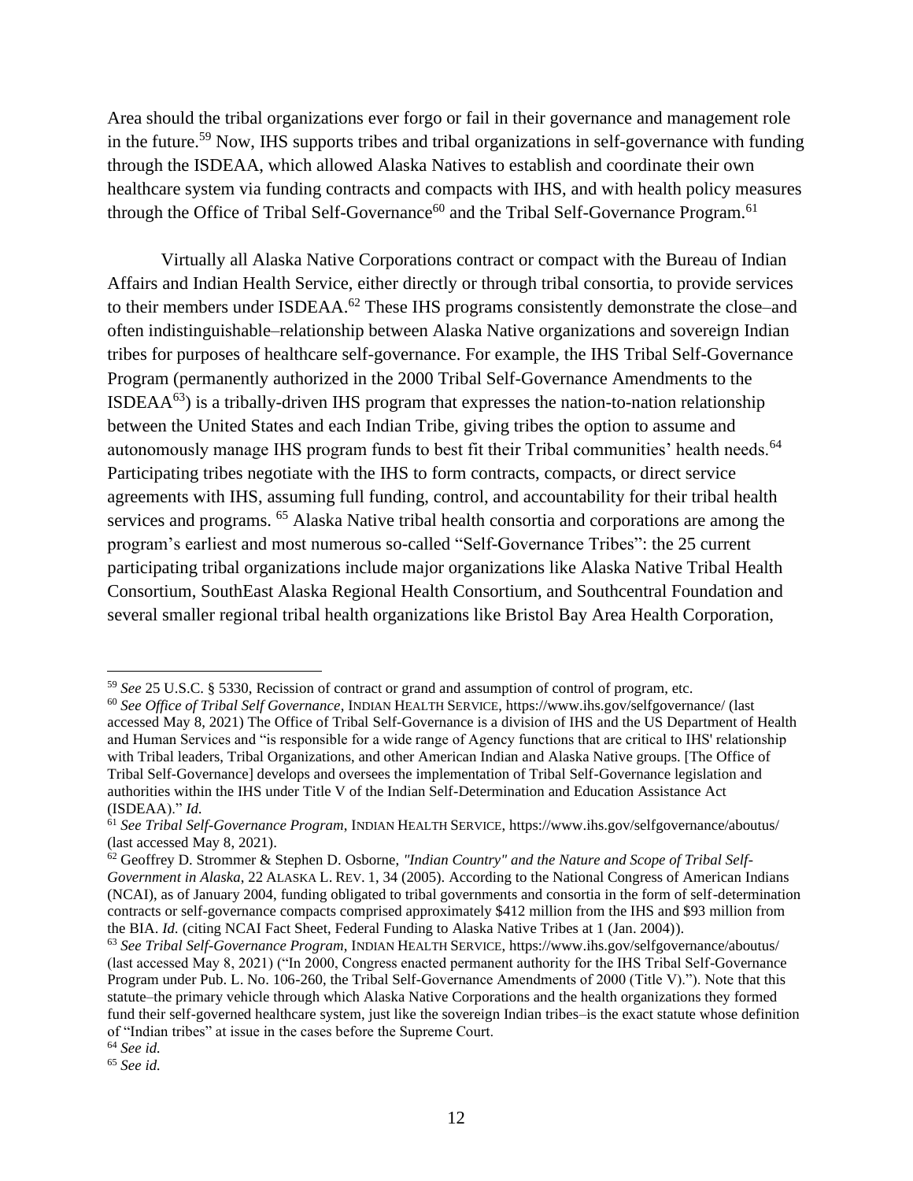Area should the tribal organizations ever forgo or fail in their governance and management role in the future.[59] Now, IHS supports tribes and tribal organizations in self-governance with funding through the ISDEAA, which allowed Alaska Natives to establish and coordinate their own healthcare system via funding contracts and compacts with IHS, and with health policy measures through the Office of Tribal Self-Governance[60] and the Tribal Self-Governance Program.[61]

Virtually all Alaska Native Corporations contract or compact with the Bureau of Indian Affairs and Indian Health Service, either directly or through tribal consortia, to provide services to their members under ISDEAA.[62] These IHS programs consistently demonstrate the close–and often indistinguishable–relationship between Alaska Native organizations and sovereign Indian tribes for purposes of healthcare self-governance. For example, the IHS Tribal Self-Governance Program (permanently authorized in the 2000 Tribal Self-Governance Amendments to the ISDEAA[63]) is a tribally-driven IHS program that expresses the nation-to-nation relationship between the United States and each Indian Tribe, giving tribes the option to assume and autonomously manage IHS program funds to best fit their Tribal communities' health needs.[64] Participating tribes negotiate with the IHS to form contracts, compacts, or direct service agreements with IHS, assuming full funding, control, and accountability for their tribal health services and programs. [65] Alaska Native tribal health consortia and corporations are among the program's earliest and most numerous so-called "Self-Governance Tribes": the 25 current participating tribal organizations include major organizations like Alaska Native Tribal Health Consortium, SouthEast Alaska Regional Health Consortium, and Southcentral Foundation and several smaller regional tribal health organizations like Bristol Bay Area Health Corporation,

---

[59] *See* 25 U.S.C. § 5330, Recission of contract or grand and assumption of control of program, etc.

[60] *See Office of Tribal Self Governance*, INDIAN HEALTH SERVICE, https://www.ihs.gov/selfgovernance/ (last accessed May 8, 2021) The Office of Tribal Self-Governance is a division of IHS and the US Department of Health and Human Services and "is responsible for a wide range of Agency functions that are critical to IHS' relationship with Tribal leaders, Tribal Organizations, and other American Indian and Alaska Native groups. [The Office of Tribal Self-Governance] develops and oversees the implementation of Tribal Self-Governance legislation and authorities within the IHS under Title V of the Indian Self-Determination and Education Assistance Act (ISDEAA)." *Id.*

[61] *See Tribal Self-Governance Program*, INDIAN HEALTH SERVICE, https://www.ihs.gov/selfgovernance/aboutus/ (last accessed May 8, 2021).

[62] Geoffrey D. Strommer & Stephen D. Osborne, *"Indian Country" and the Nature and Scope of Tribal Self-Government in Alaska*, 22 ALASKA L. REV. 1, 34 (2005). According to the National Congress of American Indians (NCAI), as of January 2004, funding obligated to tribal governments and consortia in the form of self-determination contracts or self-governance compacts comprised approximately $412 million from the IHS and $93 million from the BIA. *Id.* (citing NCAI Fact Sheet, Federal Funding to Alaska Native Tribes at 1 (Jan. 2004)).

[63] *See Tribal Self-Governance Program*, INDIAN HEALTH SERVICE, https://www.ihs.gov/selfgovernance/aboutus/ (last accessed May 8, 2021) ("In 2000, Congress enacted permanent authority for the IHS Tribal Self-Governance Program under Pub. L. No. 106-260, the Tribal Self-Governance Amendments of 2000 (Title V)."). Note that this statute–the primary vehicle through which Alaska Native Corporations and the health organizations they formed fund their self-governed healthcare system, just like the sovereign Indian tribes–is the exact statute whose definition of "Indian tribes" at issue in the cases before the Supreme Court.

[64] *See id.*

[65] *See id.*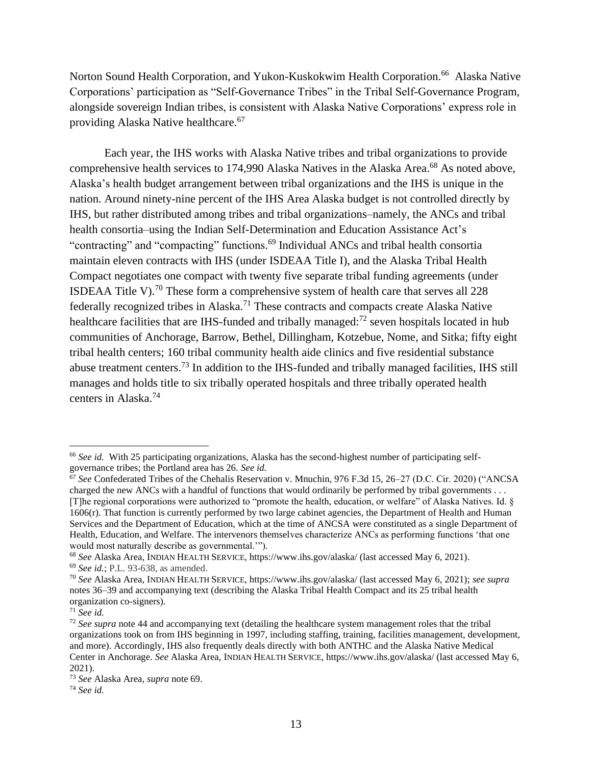Norton Sound Health Corporation, and Yukon-Kuskokwim Health Corporation.[66] Alaska Native Corporations' participation as "Self-Governance Tribes" in the Tribal Self-Governance Program, alongside sovereign Indian tribes, is consistent with Alaska Native Corporations' express role in providing Alaska Native healthcare.[67]

Each year, the IHS works with Alaska Native tribes and tribal organizations to provide comprehensive health services to 174,990 Alaska Natives in the Alaska Area.[68] As noted above, Alaska's health budget arrangement between tribal organizations and the IHS is unique in the nation. Around ninety-nine percent of the IHS Area Alaska budget is not controlled directly by IHS, but rather distributed among tribes and tribal organizations–namely, the ANCs and tribal health consortia–using the Indian Self-Determination and Education Assistance Act's "contracting" and "compacting" functions.[69] Individual ANCs and tribal health consortia maintain eleven contracts with IHS (under ISDEAA Title I), and the Alaska Tribal Health Compact negotiates one compact with twenty five separate tribal funding agreements (under ISDEAA Title V).[70] These form a comprehensive system of health care that serves all 228 federally recognized tribes in Alaska.[71] These contracts and compacts create Alaska Native healthcare facilities that are IHS-funded and tribally managed:[72] seven hospitals located in hub communities of Anchorage, Barrow, Bethel, Dillingham, Kotzebue, Nome, and Sitka; fifty eight tribal health centers; 160 tribal community health aide clinics and five residential substance abuse treatment centers.[73] In addition to the IHS-funded and tribally managed facilities, IHS still manages and holds title to six tribally operated hospitals and three tribally operated health centers in Alaska.[74]

---

[66] *See id.* With 25 participating organizations, Alaska has the second-highest number of participating self-governance tribes; the Portland area has 26. *See id.*

[67] *See* Confederated Tribes of the Chehalis Reservation v. Mnuchin, 976 F.3d 15, 26–27 (D.C. Cir. 2020) ("ANCSA charged the new ANCs with a handful of functions that would ordinarily be performed by tribal governments . . . [T]he regional corporations were authorized to "promote the health, education, or welfare" of Alaska Natives. Id. § 1606(r). That function is currently performed by two large cabinet agencies, the Department of Health and Human Services and the Department of Education, which at the time of ANCSA were constituted as a single Department of Health, Education, and Welfare. The intervenors themselves characterize ANCs as performing functions 'that one would most naturally describe as governmental.'").

[68] *See* Alaska Area, INDIAN HEALTH SERVICE, https://www.ihs.gov/alaska/ (last accessed May 6, 2021).

[69] *See id.*; P.L. 93-638, as amended.

[70] *See* Alaska Area, INDIAN HEALTH SERVICE, https://www.ihs.gov/alaska/ (last accessed May 6, 2021); *see supra* notes 36–39 and accompanying text (describing the Alaska Tribal Health Compact and its 25 tribal health organization co-signers).

[71] *See id.*

[72] *See supra* note 44 and accompanying text (detailing the healthcare system management roles that the tribal organizations took on from IHS beginning in 1997, including staffing, training, facilities management, development, and more). Accordingly, IHS also frequently deals directly with both ANTHC and the Alaska Native Medical Center in Anchorage. *See* Alaska Area, INDIAN HEALTH SERVICE, https://www.ihs.gov/alaska/ (last accessed May 6, 2021).

[73] *See* Alaska Area, *supra* note 69.

[74] *See id.*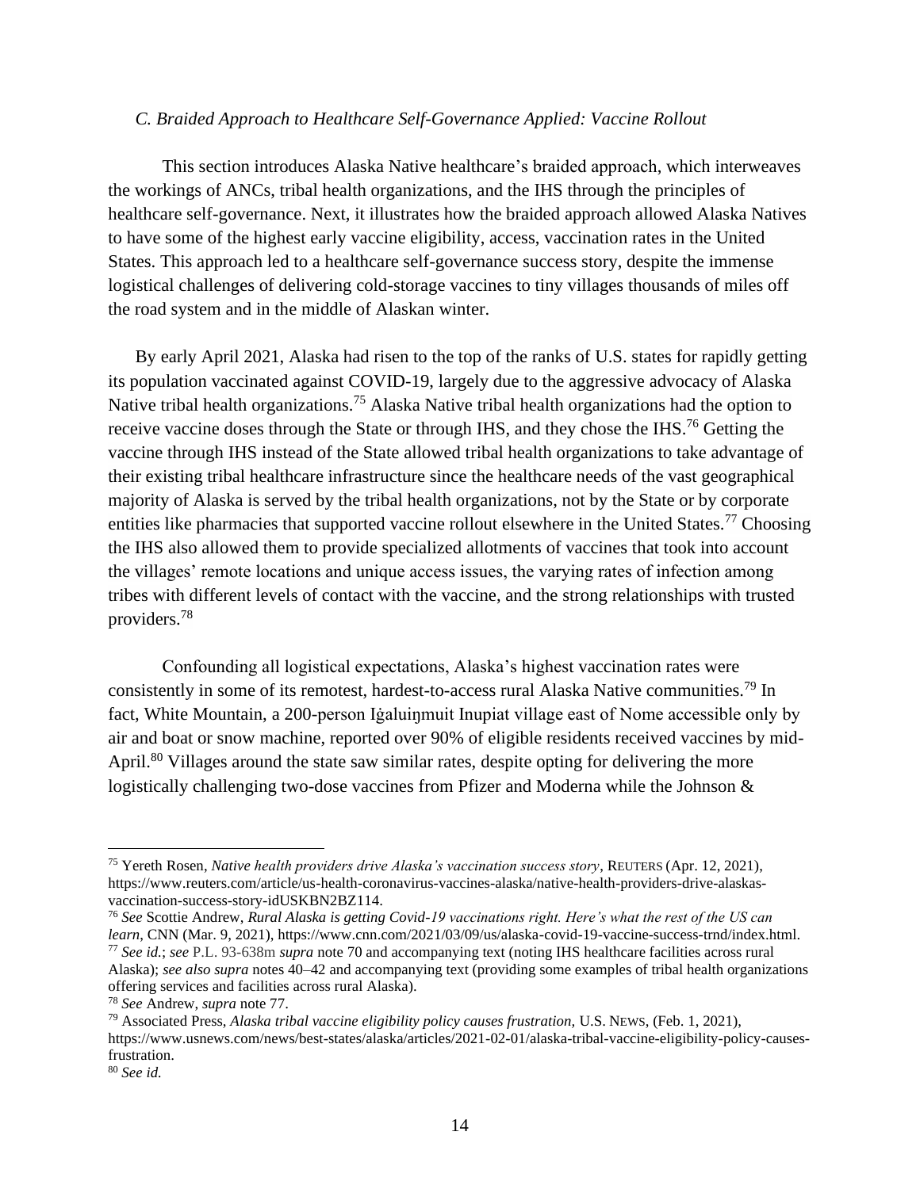### *C. Braided Approach to Healthcare Self-Governance Applied: Vaccine Rollout*

This section introduces Alaska Native healthcare's braided approach, which interweaves the workings of ANCs, tribal health organizations, and the IHS through the principles of healthcare self-governance. Next, it illustrates how the braided approach allowed Alaska Natives to have some of the highest early vaccine eligibility, access, vaccination rates in the United States. This approach led to a healthcare self-governance success story, despite the immense logistical challenges of delivering cold-storage vaccines to tiny villages thousands of miles off the road system and in the middle of Alaskan winter.

By early April 2021, Alaska had risen to the top of the ranks of U.S. states for rapidly getting its population vaccinated against COVID-19, largely due to the aggressive advocacy of Alaska Native tribal health organizations.[75] Alaska Native tribal health organizations had the option to receive vaccine doses through the State or through IHS, and they chose the IHS.[76] Getting the vaccine through IHS instead of the State allowed tribal health organizations to take advantage of their existing tribal healthcare infrastructure since the healthcare needs of the vast geographical majority of Alaska is served by the tribal health organizations, not by the State or by corporate entities like pharmacies that supported vaccine rollout elsewhere in the United States.[77] Choosing the IHS also allowed them to provide specialized allotments of vaccines that took into account the villages' remote locations and unique access issues, the varying rates of infection among tribes with different levels of contact with the vaccine, and the strong relationships with trusted providers.[78]

Confounding all logistical expectations, Alaska's highest vaccination rates were consistently in some of its remotest, hardest-to-access rural Alaska Native communities.[79] In fact, White Mountain, a 200-person Iġaluiŋmuit Inupiat village east of Nome accessible only by air and boat or snow machine, reported over 90% of eligible residents received vaccines by mid-April.[80] Villages around the state saw similar rates, despite opting for delivering the more logistically challenging two-dose vaccines from Pfizer and Moderna while the Johnson &

---

[75] Yereth Rosen, *Native health providers drive Alaska's vaccination success story*, REUTERS (Apr. 12, 2021), https://www.reuters.com/article/us-health-coronavirus-vaccines-alaska/native-health-providers-drive-alaskas-vaccination-success-story-idUSKBN2BZ114.

[76] *See* Scottie Andrew, *Rural Alaska is getting Covid-19 vaccinations right. Here's what the rest of the US can learn*, CNN (Mar. 9, 2021), https://www.cnn.com/2021/03/09/us/alaska-covid-19-vaccine-success-trnd/index.html.

[77] *See id.*; *see* P.L. 93-638m *supra* note 70 and accompanying text (noting IHS healthcare facilities across rural Alaska); *see also supra* notes 40–42 and accompanying text (providing some examples of tribal health organizations offering services and facilities across rural Alaska).

[78] *See* Andrew, *supra* note 77.

[79] Associated Press, *Alaska tribal vaccine eligibility policy causes frustration,* U.S. NEWS, (Feb. 1, 2021), https://www.usnews.com/news/best-states/alaska/articles/2021-02-01/alaska-tribal-vaccine-eligibility-policy-causes-frustration.

[80] *See id.*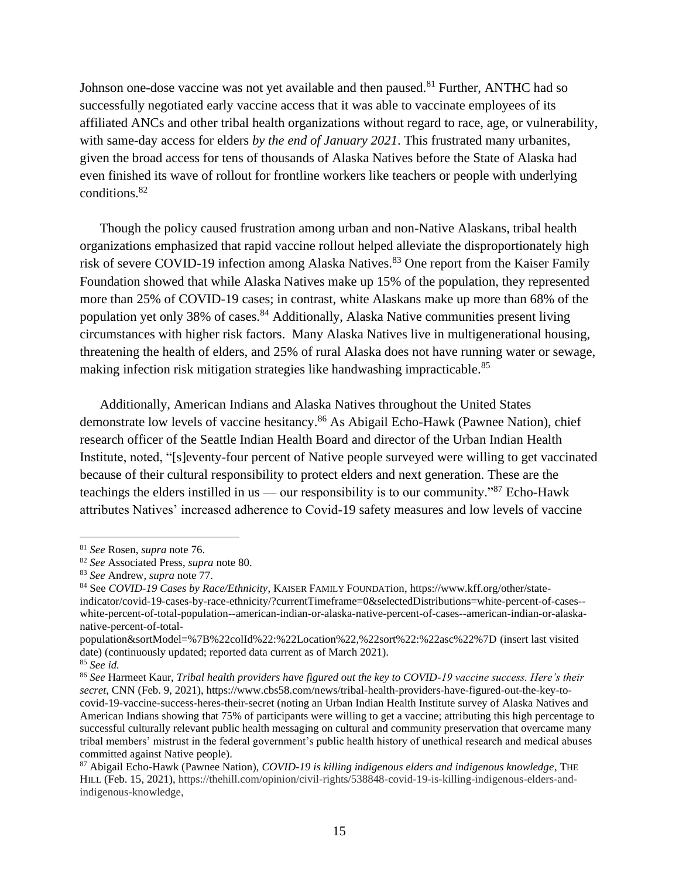Johnson one-dose vaccine was not yet available and then paused.[81] Further, ANTHC had so successfully negotiated early vaccine access that it was able to vaccinate employees of its affiliated ANCs and other tribal health organizations without regard to race, age, or vulnerability, with same-day access for elders *by the end of January 2021*. This frustrated many urbanites, given the broad access for tens of thousands of Alaska Natives before the State of Alaska had even finished its wave of rollout for frontline workers like teachers or people with underlying conditions.[82]

Though the policy caused frustration among urban and non-Native Alaskans, tribal health organizations emphasized that rapid vaccine rollout helped alleviate the disproportionately high risk of severe COVID-19 infection among Alaska Natives.[83] One report from the Kaiser Family Foundation showed that while Alaska Natives make up 15% of the population, they represented more than 25% of COVID-19 cases; in contrast, white Alaskans make up more than 68% of the population yet only 38% of cases.[84] Additionally, Alaska Native communities present living circumstances with higher risk factors. Many Alaska Natives live in multigenerational housing, threatening the health of elders, and 25% of rural Alaska does not have running water or sewage, making infection risk mitigation strategies like handwashing impracticable.[85]

Additionally, American Indians and Alaska Natives throughout the United States demonstrate low levels of vaccine hesitancy.[86] As Abigail Echo-Hawk (Pawnee Nation), chief research officer of the Seattle Indian Health Board and director of the Urban Indian Health Institute, noted, "[s]eventy-four percent of Native people surveyed were willing to get vaccinated because of their cultural responsibility to protect elders and next generation. These are the teachings the elders instilled in us — our responsibility is to our community."[87] Echo-Hawk attributes Natives' increased adherence to Covid-19 safety measures and low levels of vaccine

---

[81] *See* Rosen, *supra* note 76.

[82] *See* Associated Press, *supra* note 80.

[83] *See* Andrew, *supra* note 77.

[84] See *COVID-19 Cases by Race/Ethnicity*, KAISER FAMILY FOUNDATion, https://www.kff.org/other/state-indicator/covid-19-cases-by-race-ethnicity/?currentTimeframe=0&selectedDistributions=white-percent-of-cases--white-percent-of-total-population--american-indian-or-alaska-native-percent-of-cases--american-indian-or-alaska-native-percent-of-total-population&sortModel=%7B%22colId%22:%22Location%22,%22sort%22:%22asc%22%7D (insert last visited date) (continuously updated; reported data current as of March 2021).

[85] *See id.*

[86] *See* Harmeet Kaur, *Tribal health providers have figured out the key to COVID-19 vaccine success. Here's their secret*, CNN (Feb. 9, 2021), https://www.cbs58.com/news/tribal-health-providers-have-figured-out-the-key-to-covid-19-vaccine-success-heres-their-secret (noting an Urban Indian Health Institute survey of Alaska Natives and American Indians showing that 75% of participants were willing to get a vaccine; attributing this high percentage to successful culturally relevant public health messaging on cultural and community preservation that overcame many tribal members' mistrust in the federal government's public health history of unethical research and medical abuses committed against Native people).

[87] Abigail Echo-Hawk (Pawnee Nation), *COVID-19 is killing indigenous elders and indigenous knowledge*, THE HILL (Feb. 15, 2021), https://thehill.com/opinion/civil-rights/538848-covid-19-is-killing-indigenous-elders-and-indigenous-knowledge,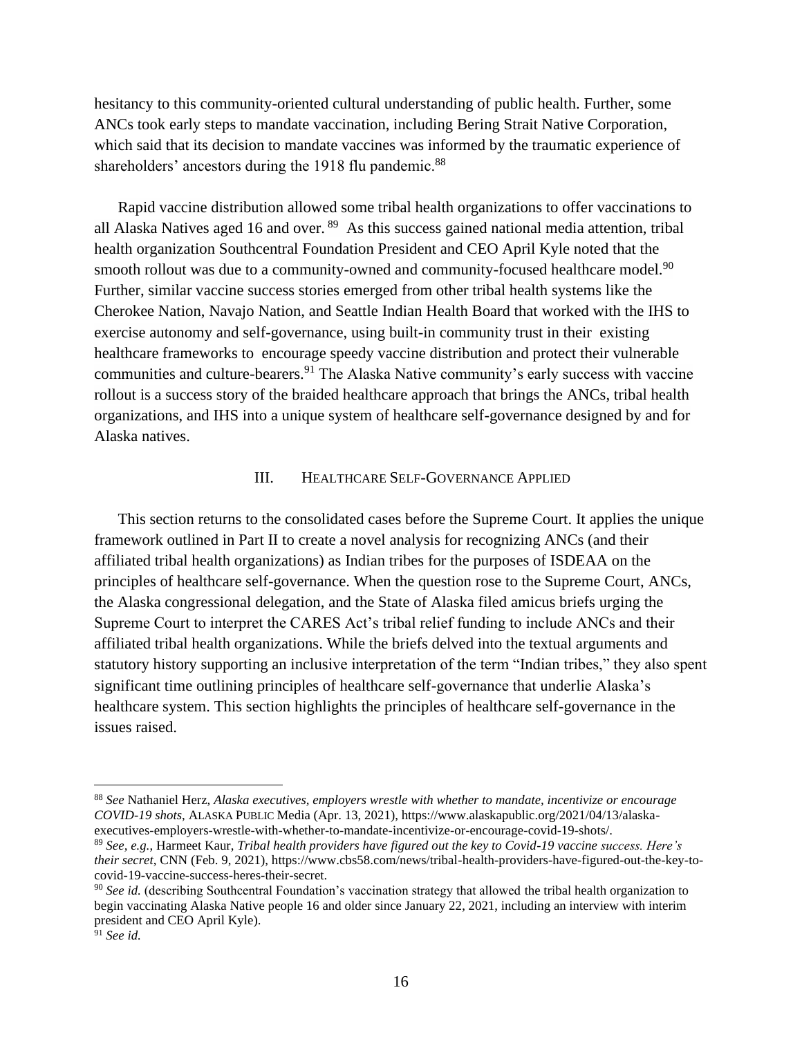hesitancy to this community-oriented cultural understanding of public health. Further, some ANCs took early steps to mandate vaccination, including Bering Strait Native Corporation, which said that its decision to mandate vaccines was informed by the traumatic experience of shareholders' ancestors during the 1918 flu pandemic.[88]

Rapid vaccine distribution allowed some tribal health organizations to offer vaccinations to all Alaska Natives aged 16 and over.[89] As this success gained national media attention, tribal health organization Southcentral Foundation President and CEO April Kyle noted that the smooth rollout was due to a community-owned and community-focused healthcare model.[90] Further, similar vaccine success stories emerged from other tribal health systems like the Cherokee Nation, Navajo Nation, and Seattle Indian Health Board that worked with the IHS to exercise autonomy and self-governance, using built-in community trust in their existing healthcare frameworks to encourage speedy vaccine distribution and protect their vulnerable communities and culture-bearers.[91] The Alaska Native community's early success with vaccine rollout is a success story of the braided healthcare approach that brings the ANCs, tribal health organizations, and IHS into a unique system of healthcare self-governance designed by and for Alaska natives.

## III. Healthcare Self-Governance Applied

This section returns to the consolidated cases before the Supreme Court. It applies the unique framework outlined in Part II to create a novel analysis for recognizing ANCs (and their affiliated tribal health organizations) as Indian tribes for the purposes of ISDEAA on the principles of healthcare self-governance. When the question rose to the Supreme Court, ANCs, the Alaska congressional delegation, and the State of Alaska filed amicus briefs urging the Supreme Court to interpret the CARES Act's tribal relief funding to include ANCs and their affiliated tribal health organizations. While the briefs delved into the textual arguments and statutory history supporting an inclusive interpretation of the term "Indian tribes," they also spent significant time outlining principles of healthcare self-governance that underlie Alaska's healthcare system. This section highlights the principles of healthcare self-governance in the issues raised.

---

[88] *See* Nathaniel Herz, *Alaska executives, employers wrestle with whether to mandate, incentivize or encourage COVID-19 shots*, Alaska Public Media (Apr. 13, 2021), https://www.alaskapublic.org/2021/04/13/alaska-executives-employers-wrestle-with-whether-to-mandate-incentivize-or-encourage-covid-19-shots/.

[89] *See, e.g.*, Harmeet Kaur, *Tribal health providers have figured out the key to Covid-19 vaccine success. Here's their secret*, CNN (Feb. 9, 2021), https://www.cbs58.com/news/tribal-health-providers-have-figured-out-the-key-to-covid-19-vaccine-success-heres-their-secret.

[90] *See id.* (describing Southcentral Foundation's vaccination strategy that allowed the tribal health organization to begin vaccinating Alaska Native people 16 and older since January 22, 2021, including an interview with interim president and CEO April Kyle).

[91] *See id.*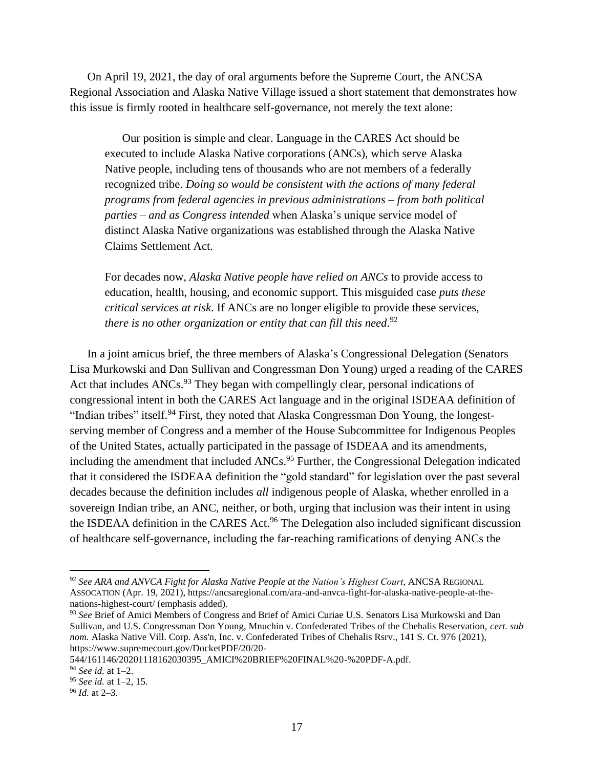On April 19, 2021, the day of oral arguments before the Supreme Court, the ANCSA Regional Association and Alaska Native Village issued a short statement that demonstrates how this issue is firmly rooted in healthcare self-governance, not merely the text alone:

> Our position is simple and clear. Language in the CARES Act should be executed to include Alaska Native corporations (ANCs), which serve Alaska Native people, including tens of thousands who are not members of a federally recognized tribe. *Doing so would be consistent with the actions of many federal programs from federal agencies in previous administrations – from both political parties – and as Congress intended* when Alaska's unique service model of distinct Alaska Native organizations was established through the Alaska Native Claims Settlement Act.
>
> For decades now, *Alaska Native people have relied on ANCs* to provide access to education, health, housing, and economic support. This misguided case *puts these critical services at risk*. If ANCs are no longer eligible to provide these services, *there is no other organization or entity that can fill this need*.[92]

In a joint amicus brief, the three members of Alaska's Congressional Delegation (Senators Lisa Murkowski and Dan Sullivan and Congressman Don Young) urged a reading of the CARES Act that includes ANCs.[93] They began with compellingly clear, personal indications of congressional intent in both the CARES Act language and in the original ISDEAA definition of "Indian tribes" itself.[94] First, they noted that Alaska Congressman Don Young, the longest-serving member of Congress and a member of the House Subcommittee for Indigenous Peoples of the United States, actually participated in the passage of ISDEAA and its amendments, including the amendment that included ANCs.[95] Further, the Congressional Delegation indicated that it considered the ISDEAA definition the "gold standard" for legislation over the past several decades because the definition includes *all* indigenous people of Alaska, whether enrolled in a sovereign Indian tribe, an ANC, neither, or both, urging that inclusion was their intent in using the ISDEAA definition in the CARES Act.[96] The Delegation also included significant discussion of healthcare self-governance, including the far-reaching ramifications of denying ANCs the

---

[92] *See ARA and ANVCA Fight for Alaska Native People at the Nation's Highest Court*, ANCSA REGIONAL ASSOCIATION (Apr. 19, 2021), https://ancsaregional.com/ara-and-anvca-fight-for-alaska-native-people-at-the-nations-highest-court/ (emphasis added).

[93] *See* Brief of Amici Members of Congress and Brief of Amici Curiae U.S. Senators Lisa Murkowski and Dan Sullivan, and U.S. Congressman Don Young, Mnuchin v. Confederated Tribes of the Chehalis Reservation, *cert. sub nom.* Alaska Native Vill. Corp. Ass'n, Inc. v. Confederated Tribes of Chehalis Rsrv., 141 S. Ct. 976 (2021), https://www.supremecourt.gov/DocketPDF/20/20-544/161146/20201118162030395_AMICI%20BRIEF%20FINAL%20-%20PDF-A.pdf.

[94] *See id.* at 1–2.

[95] *See id.* at 1–2, 15.

[96] *Id.* at 2–3.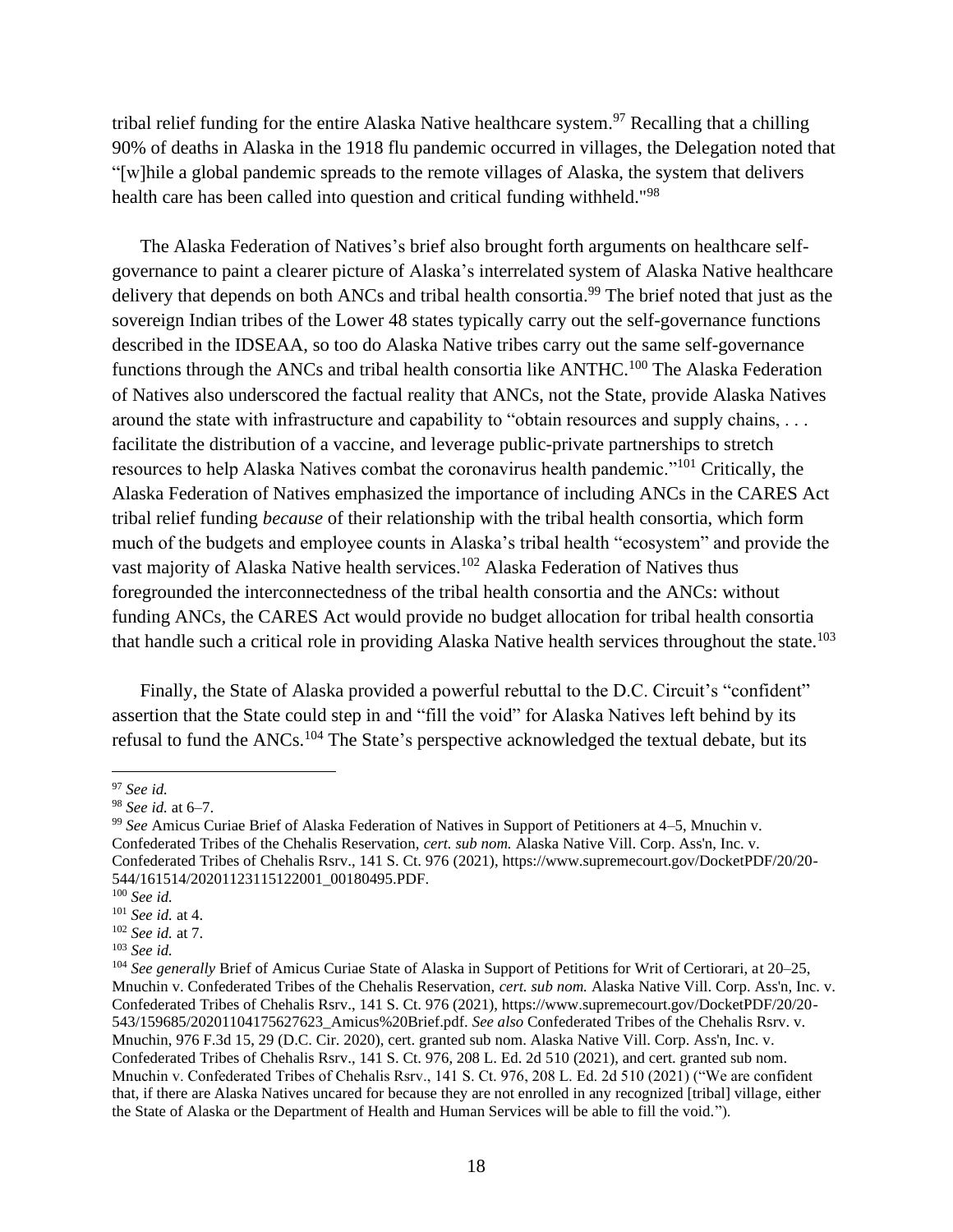tribal relief funding for the entire Alaska Native healthcare system.[97] Recalling that a chilling 90% of deaths in Alaska in the 1918 flu pandemic occurred in villages, the Delegation noted that "[w]hile a global pandemic spreads to the remote villages of Alaska, the system that delivers health care has been called into question and critical funding withheld."[98]

The Alaska Federation of Natives's brief also brought forth arguments on healthcare self-governance to paint a clearer picture of Alaska's interrelated system of Alaska Native healthcare delivery that depends on both ANCs and tribal health consortia.[99] The brief noted that just as the sovereign Indian tribes of the Lower 48 states typically carry out the self-governance functions described in the IDSEAA, so too do Alaska Native tribes carry out the same self-governance functions through the ANCs and tribal health consortia like ANTHC.[100] The Alaska Federation of Natives also underscored the factual reality that ANCs, not the State, provide Alaska Natives around the state with infrastructure and capability to "obtain resources and supply chains, . . . facilitate the distribution of a vaccine, and leverage public-private partnerships to stretch resources to help Alaska Natives combat the coronavirus health pandemic."[101] Critically, the Alaska Federation of Natives emphasized the importance of including ANCs in the CARES Act tribal relief funding *because* of their relationship with the tribal health consortia, which form much of the budgets and employee counts in Alaska's tribal health "ecosystem" and provide the vast majority of Alaska Native health services.[102] Alaska Federation of Natives thus foregrounded the interconnectedness of the tribal health consortia and the ANCs: without funding ANCs, the CARES Act would provide no budget allocation for tribal health consortia that handle such a critical role in providing Alaska Native health services throughout the state.[103]

Finally, the State of Alaska provided a powerful rebuttal to the D.C. Circuit's "confident" assertion that the State could step in and "fill the void" for Alaska Natives left behind by its refusal to fund the ANCs.[104] The State's perspective acknowledged the textual debate, but its

---

[97] *See id.*

[98] *See id.* at 6–7.

[99] *See* Amicus Curiae Brief of Alaska Federation of Natives in Support of Petitioners at 4–5, Mnuchin v. Confederated Tribes of the Chehalis Reservation, *cert. sub nom.* Alaska Native Vill. Corp. Ass'n, Inc. v. Confederated Tribes of Chehalis Rsrv., 141 S. Ct. 976 (2021), https://www.supremecourt.gov/DocketPDF/20/20-544/161514/20201123115122001_00180495.PDF.

[100] *See id.*

[101] *See id.* at 4.

[102] *See id.* at 7.

[103] *See id.*

[104] *See generally* Brief of Amicus Curiae State of Alaska in Support of Petitions for Writ of Certiorari, at 20–25, Mnuchin v. Confederated Tribes of the Chehalis Reservation, *cert. sub nom.* Alaska Native Vill. Corp. Ass'n, Inc. v. Confederated Tribes of Chehalis Rsrv., 141 S. Ct. 976 (2021), https://www.supremecourt.gov/DocketPDF/20/20-543/159685/20201104175627623_Amicus%20Brief.pdf. *See also* Confederated Tribes of the Chehalis Rsrv. v. Mnuchin, 976 F.3d 15, 29 (D.C. Cir. 2020), cert. granted sub nom. Alaska Native Vill. Corp. Ass'n, Inc. v. Confederated Tribes of Chehalis Rsrv., 141 S. Ct. 976, 208 L. Ed. 2d 510 (2021), and cert. granted sub nom. Mnuchin v. Confederated Tribes of Chehalis Rsrv., 141 S. Ct. 976, 208 L. Ed. 2d 510 (2021) ("We are confident that, if there are Alaska Natives uncared for because they are not enrolled in any recognized [tribal] village, either the State of Alaska or the Department of Health and Human Services will be able to fill the void.").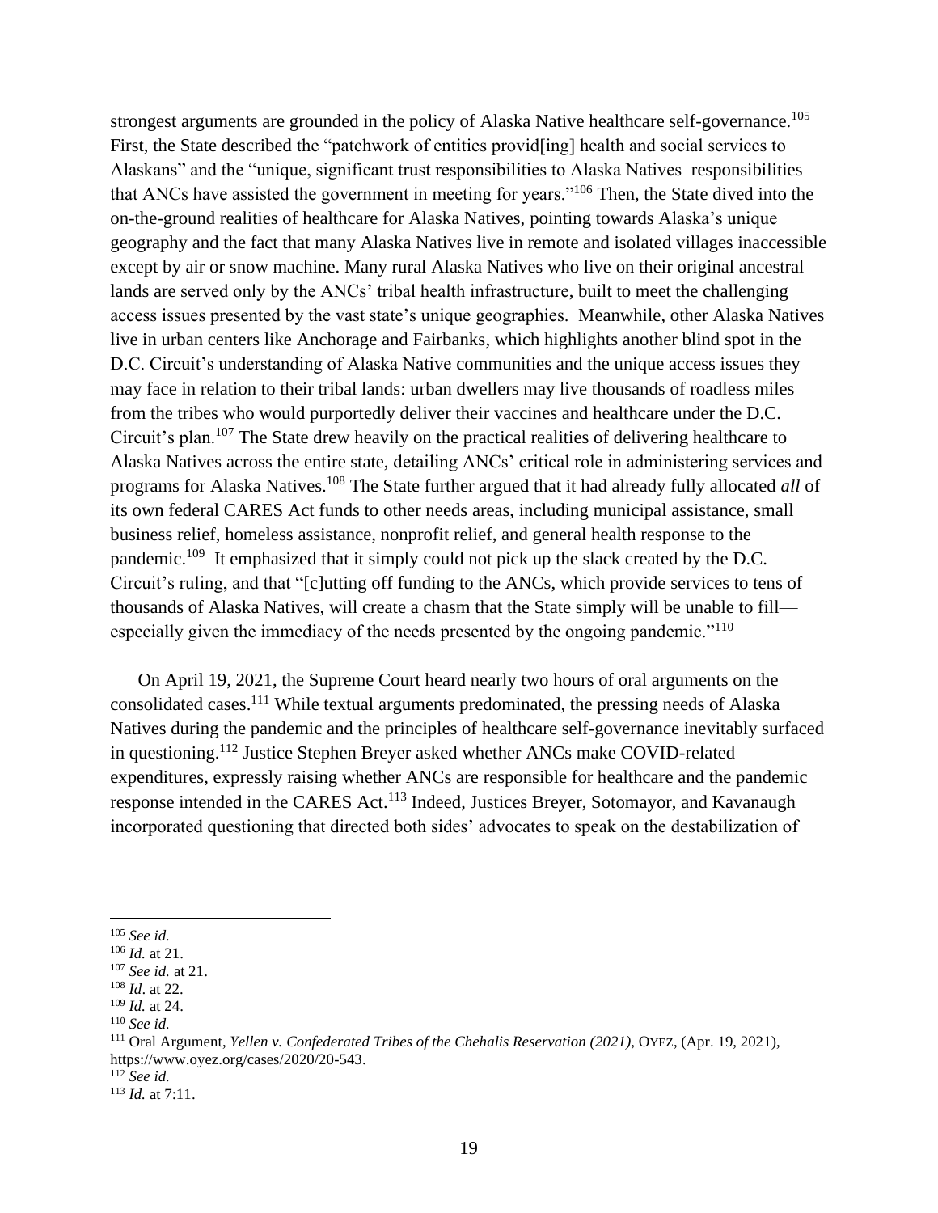strongest arguments are grounded in the policy of Alaska Native healthcare self-governance.[105] First, the State described the "patchwork of entities provid[ing] health and social services to Alaskans" and the "unique, significant trust responsibilities to Alaska Natives–responsibilities that ANCs have assisted the government in meeting for years."[106] Then, the State dived into the on-the-ground realities of healthcare for Alaska Natives, pointing towards Alaska's unique geography and the fact that many Alaska Natives live in remote and isolated villages inaccessible except by air or snow machine. Many rural Alaska Natives who live on their original ancestral lands are served only by the ANCs' tribal health infrastructure, built to meet the challenging access issues presented by the vast state's unique geographies. Meanwhile, other Alaska Natives live in urban centers like Anchorage and Fairbanks, which highlights another blind spot in the D.C. Circuit's understanding of Alaska Native communities and the unique access issues they may face in relation to their tribal lands: urban dwellers may live thousands of roadless miles from the tribes who would purportedly deliver their vaccines and healthcare under the D.C. Circuit's plan.[107] The State drew heavily on the practical realities of delivering healthcare to Alaska Natives across the entire state, detailing ANCs' critical role in administering services and programs for Alaska Natives.[108] The State further argued that it had already fully allocated *all* of its own federal CARES Act funds to other needs areas, including municipal assistance, small business relief, homeless assistance, nonprofit relief, and general health response to the pandemic.[109] It emphasized that it simply could not pick up the slack created by the D.C. Circuit's ruling, and that "[c]utting off funding to the ANCs, which provide services to tens of thousands of Alaska Natives, will create a chasm that the State simply will be unable to fill—especially given the immediacy of the needs presented by the ongoing pandemic."[110]

On April 19, 2021, the Supreme Court heard nearly two hours of oral arguments on the consolidated cases.[111] While textual arguments predominated, the pressing needs of Alaska Natives during the pandemic and the principles of healthcare self-governance inevitably surfaced in questioning.[112] Justice Stephen Breyer asked whether ANCs make COVID-related expenditures, expressly raising whether ANCs are responsible for healthcare and the pandemic response intended in the CARES Act.[113] Indeed, Justices Breyer, Sotomayor, and Kavanaugh incorporated questioning that directed both sides' advocates to speak on the destabilization of

---

[105] *See id.*

[106] *Id.* at 21.

[107] *See id.* at 21.

[108] *Id*. at 22.

[109] *Id.* at 24.

[110] *See id.*

[111] Oral Argument, *Yellen v. Confederated Tribes of the Chehalis Reservation (2021)*, OYEZ, (Apr. 19, 2021), https://www.oyez.org/cases/2020/20-543.

[112] *See id.*

[113] *Id.* at 7:11.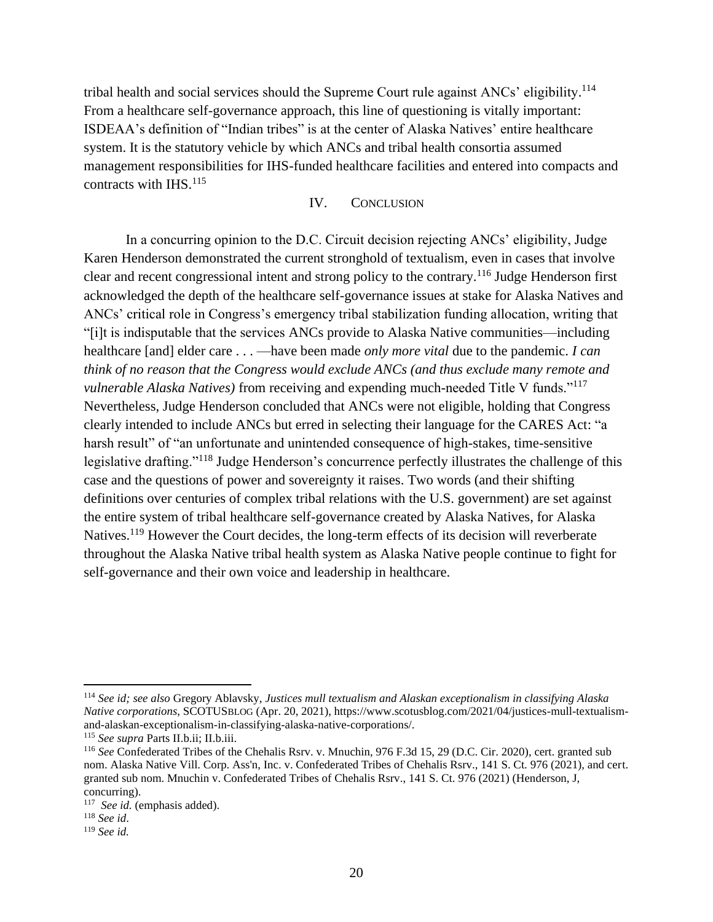tribal health and social services should the Supreme Court rule against ANCs' eligibility.[114] From a healthcare self-governance approach, this line of questioning is vitally important: ISDEAA's definition of "Indian tribes" is at the center of Alaska Natives' entire healthcare system. It is the statutory vehicle by which ANCs and tribal health consortia assumed management responsibilities for IHS-funded healthcare facilities and entered into compacts and contracts with IHS.[115]

## IV. CONCLUSION

In a concurring opinion to the D.C. Circuit decision rejecting ANCs' eligibility, Judge Karen Henderson demonstrated the current stronghold of textualism, even in cases that involve clear and recent congressional intent and strong policy to the contrary.[116] Judge Henderson first acknowledged the depth of the healthcare self-governance issues at stake for Alaska Natives and ANCs' critical role in Congress's emergency tribal stabilization funding allocation, writing that "[i]t is indisputable that the services ANCs provide to Alaska Native communities—including healthcare [and] elder care . . . —have been made *only more vital* due to the pandemic. *I can think of no reason that the Congress would exclude ANCs (and thus exclude many remote and vulnerable Alaska Natives)* from receiving and expending much-needed Title V funds."[117] Nevertheless, Judge Henderson concluded that ANCs were not eligible, holding that Congress clearly intended to include ANCs but erred in selecting their language for the CARES Act: "a harsh result" of "an unfortunate and unintended consequence of high-stakes, time-sensitive legislative drafting."[118] Judge Henderson's concurrence perfectly illustrates the challenge of this case and the questions of power and sovereignty it raises. Two words (and their shifting definitions over centuries of complex tribal relations with the U.S. government) are set against the entire system of tribal healthcare self-governance created by Alaska Natives, for Alaska Natives.[119] However the Court decides, the long-term effects of its decision will reverberate throughout the Alaska Native tribal health system as Alaska Native people continue to fight for self-governance and their own voice and leadership in healthcare.

---

[114] *See id; see also* Gregory Ablavsky, *Justices mull textualism and Alaskan exceptionalism in classifying Alaska Native corporations*, SCOTUSBLOG (Apr. 20, 2021), https://www.scotusblog.com/2021/04/justices-mull-textualism-and-alaskan-exceptionalism-in-classifying-alaska-native-corporations/.

[115] *See supra* Parts II.b.ii; II.b.iii.

[116] *See* Confederated Tribes of the Chehalis Rsrv. v. Mnuchin, 976 F.3d 15, 29 (D.C. Cir. 2020), cert. granted sub nom. Alaska Native Vill. Corp. Ass'n, Inc. v. Confederated Tribes of Chehalis Rsrv., 141 S. Ct. 976 (2021), and cert. granted sub nom. Mnuchin v. Confederated Tribes of Chehalis Rsrv., 141 S. Ct. 976 (2021) (Henderson, J, concurring).

[117] *See id.* (emphasis added).

[118] *See id*.

[119] *See id.*